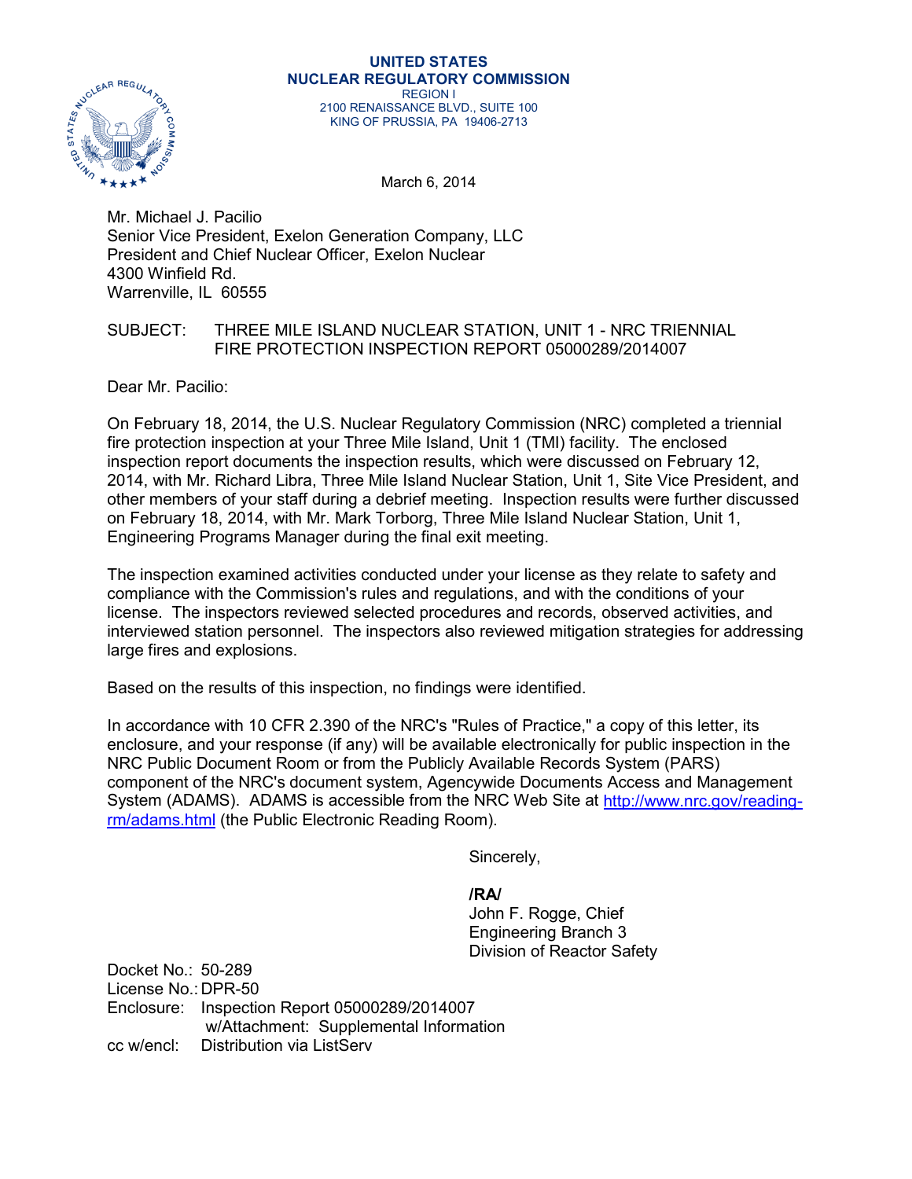**UNITED STATES**
**NUCLEAR REGULATORY COMMISSION**
REGION I
2100 RENAISSANCE BLVD., SUITE 100
KING OF PRUSSIA, PA 19406-2713

March 6, 2014

Mr. Michael J. Pacilio
Senior Vice President, Exelon Generation Company, LLC
President and Chief Nuclear Officer, Exelon Nuclear
4300 Winfield Rd.
Warrenville, IL 60555

SUBJECT: THREE MILE ISLAND NUCLEAR STATION, UNIT 1 - NRC TRIENNIAL FIRE PROTECTION INSPECTION REPORT 05000289/2014007

Dear Mr. Pacilio:

On February 18, 2014, the U.S. Nuclear Regulatory Commission (NRC) completed a triennial fire protection inspection at your Three Mile Island, Unit 1 (TMI) facility. The enclosed inspection report documents the inspection results, which were discussed on February 12, 2014, with Mr. Richard Libra, Three Mile Island Nuclear Station, Unit 1, Site Vice President, and other members of your staff during a debrief meeting. Inspection results were further discussed on February 18, 2014, with Mr. Mark Torborg, Three Mile Island Nuclear Station, Unit 1, Engineering Programs Manager during the final exit meeting.

The inspection examined activities conducted under your license as they relate to safety and compliance with the Commission's rules and regulations, and with the conditions of your license. The inspectors reviewed selected procedures and records, observed activities, and interviewed station personnel. The inspectors also reviewed mitigation strategies for addressing large fires and explosions.

Based on the results of this inspection, no findings were identified.

In accordance with 10 CFR 2.390 of the NRC's "Rules of Practice," a copy of this letter, its enclosure, and your response (if any) will be available electronically for public inspection in the NRC Public Document Room or from the Publicly Available Records System (PARS) component of the NRC's document system, Agencywide Documents Access and Management System (ADAMS). ADAMS is accessible from the NRC Web Site at http://www.nrc.gov/reading-rm/adams.html (the Public Electronic Reading Room).

Sincerely,

**/RA/**
John F. Rogge, Chief
Engineering Branch 3
Division of Reactor Safety

Docket No.: 50-289
License No.: DPR-50
Enclosure: Inspection Report 05000289/2014007
w/Attachment: Supplemental Information
cc w/encl: Distribution via ListServ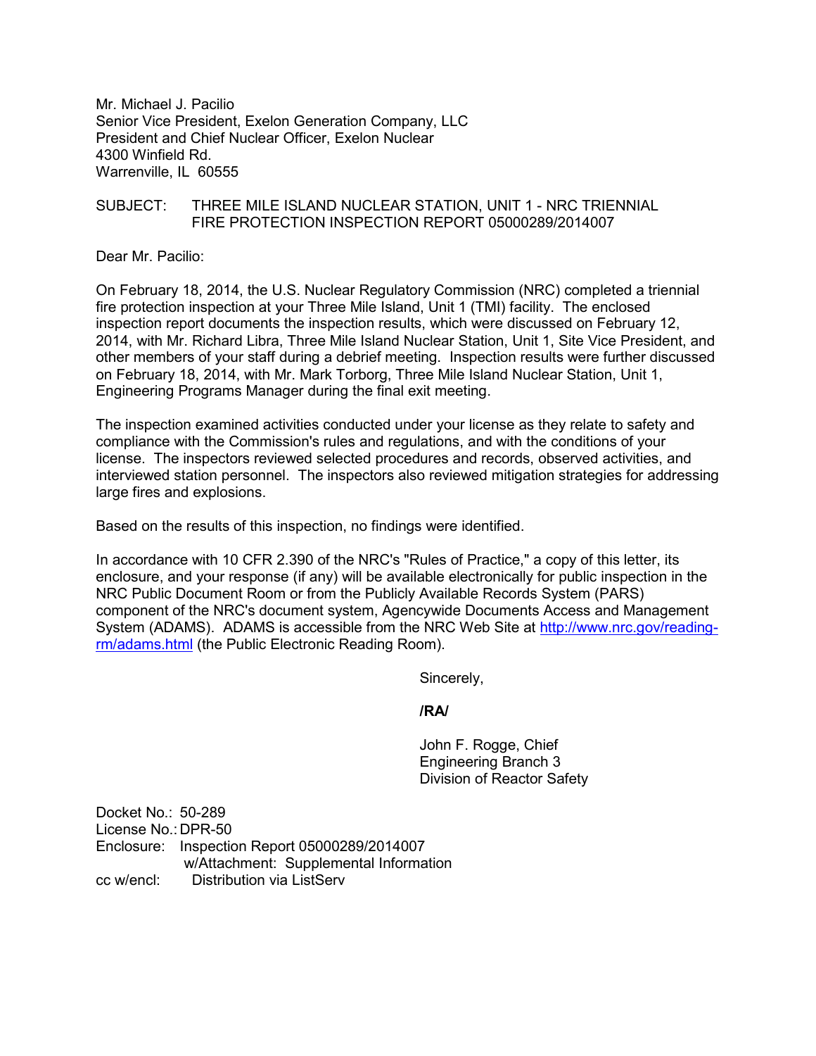Mr. Michael J. Pacilio
Senior Vice President, Exelon Generation Company, LLC
President and Chief Nuclear Officer, Exelon Nuclear
4300 Winfield Rd.
Warrenville, IL 60555

SUBJECT: THREE MILE ISLAND NUCLEAR STATION, UNIT 1 - NRC TRIENNIAL FIRE PROTECTION INSPECTION REPORT 05000289/2014007

Dear Mr. Pacilio:

On February 18, 2014, the U.S. Nuclear Regulatory Commission (NRC) completed a triennial fire protection inspection at your Three Mile Island, Unit 1 (TMI) facility. The enclosed inspection report documents the inspection results, which were discussed on February 12, 2014, with Mr. Richard Libra, Three Mile Island Nuclear Station, Unit 1, Site Vice President, and other members of your staff during a debrief meeting. Inspection results were further discussed on February 18, 2014, with Mr. Mark Torborg, Three Mile Island Nuclear Station, Unit 1, Engineering Programs Manager during the final exit meeting.

The inspection examined activities conducted under your license as they relate to safety and compliance with the Commission's rules and regulations, and with the conditions of your license. The inspectors reviewed selected procedures and records, observed activities, and interviewed station personnel. The inspectors also reviewed mitigation strategies for addressing large fires and explosions.

Based on the results of this inspection, no findings were identified.

In accordance with 10 CFR 2.390 of the NRC's "Rules of Practice," a copy of this letter, its enclosure, and your response (if any) will be available electronically for public inspection in the NRC Public Document Room or from the Publicly Available Records System (PARS) component of the NRC's document system, Agencywide Documents Access and Management System (ADAMS). ADAMS is accessible from the NRC Web Site at http://www.nrc.gov/reading-rm/adams.html (the Public Electronic Reading Room).

Sincerely,

**/RA/**

John F. Rogge, Chief
Engineering Branch 3
Division of Reactor Safety

Docket No.: 50-289
License No.: DPR-50
Enclosure: Inspection Report 05000289/2014007
w/Attachment: Supplemental Information
cc w/encl: Distribution via ListServ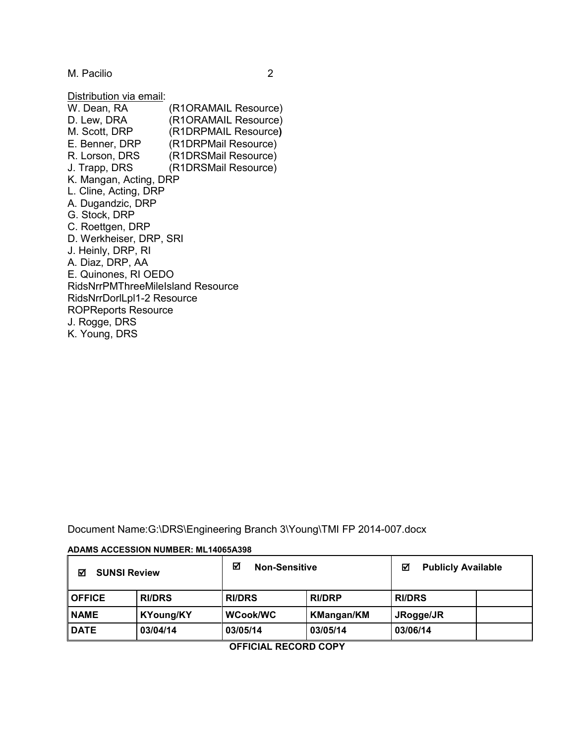Distribution via email:

W. Dean, RA (R1ORAMAIL Resource)
D. Lew, DRA (R1ORAMAIL Resource)
M. Scott, DRP (R1DRPMAIL Resource)
E. Benner, DRP (R1DRPMail Resource)
R. Lorson, DRS (R1DRSMail Resource)
J. Trapp, DRS (R1DRSMail Resource)
K. Mangan, Acting, DRP
L. Cline, Acting, DRP
A. Dugandzic, DRP
G. Stock, DRP
C. Roettgen, DRP
D. Werkheiser, DRP, SRI
J. Heinly, DRP, RI
A. Diaz, DRP, AA
E. Quinones, RI OEDO
RidsNrrPMThreeMileIsland Resource
RidsNrrDorlLpl1-2 Resource
ROPReports Resource
J. Rogge, DRS
K. Young, DRS

Document Name:G:\DRS\Engineering Branch 3\Young\TMI FP 2014-007.docx

**ADAMS ACCESSION NUMBER: ML14065A398**

| ☑ SUNSI Review | | ☑ Non-Sensitive | | ☑ Publicly Available | |
|---|---|---|---|---|---|
| **OFFICE** | **RI/DRS** | **RI/DRS** | **RI/DRP** | **RI/DRS** | |
| **NAME** | **KYoung/KY** | **WCook/WC** | **KMangan/KM** | **JRogge/JR** | |
| **DATE** | **03/04/14** | **03/05/14** | **03/05/14** | **03/06/14** | |

**OFFICIAL RECORD COPY**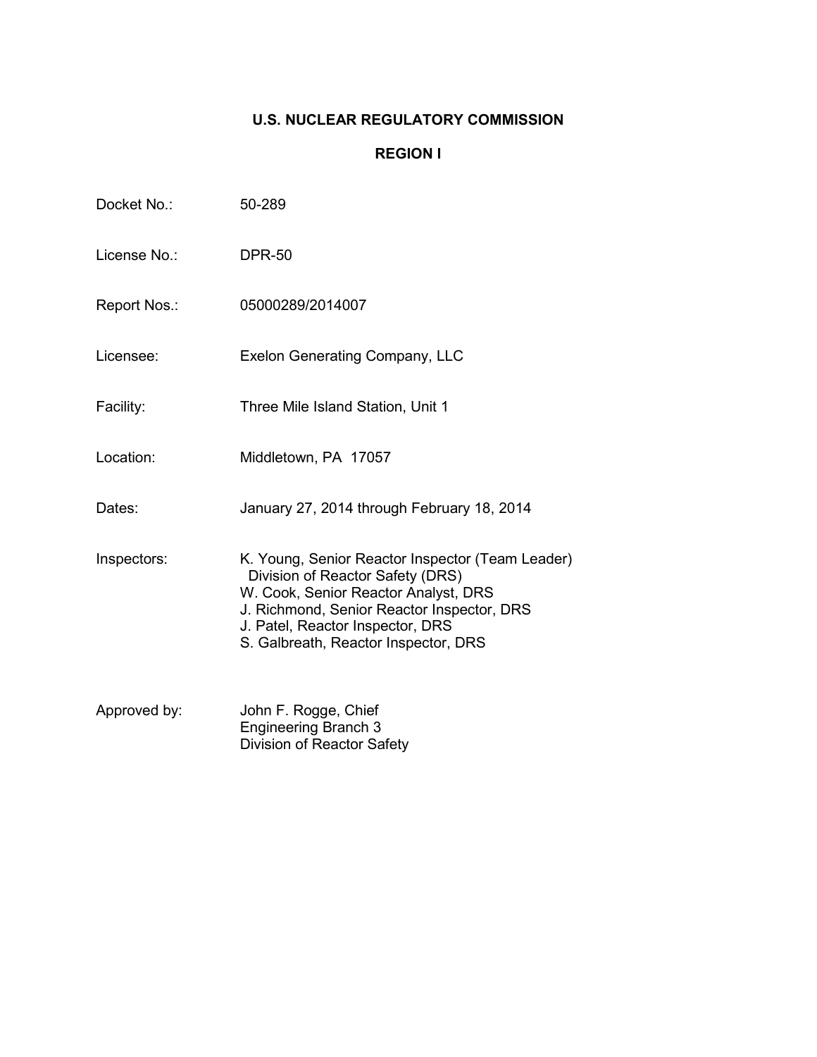**U.S. NUCLEAR REGULATORY COMMISSION**

**REGION I**

Docket No.: 50-289

License No.: DPR-50

Report Nos.: 05000289/2014007

Licensee: Exelon Generating Company, LLC

Facility: Three Mile Island Station, Unit 1

Location: Middletown, PA 17057

Dates: January 27, 2014 through February 18, 2014

Inspectors: K. Young, Senior Reactor Inspector (Team Leader)
Division of Reactor Safety (DRS)
W. Cook, Senior Reactor Analyst, DRS
J. Richmond, Senior Reactor Inspector, DRS
J. Patel, Reactor Inspector, DRS
S. Galbreath, Reactor Inspector, DRS

Approved by: John F. Rogge, Chief
Engineering Branch 3
Division of Reactor Safety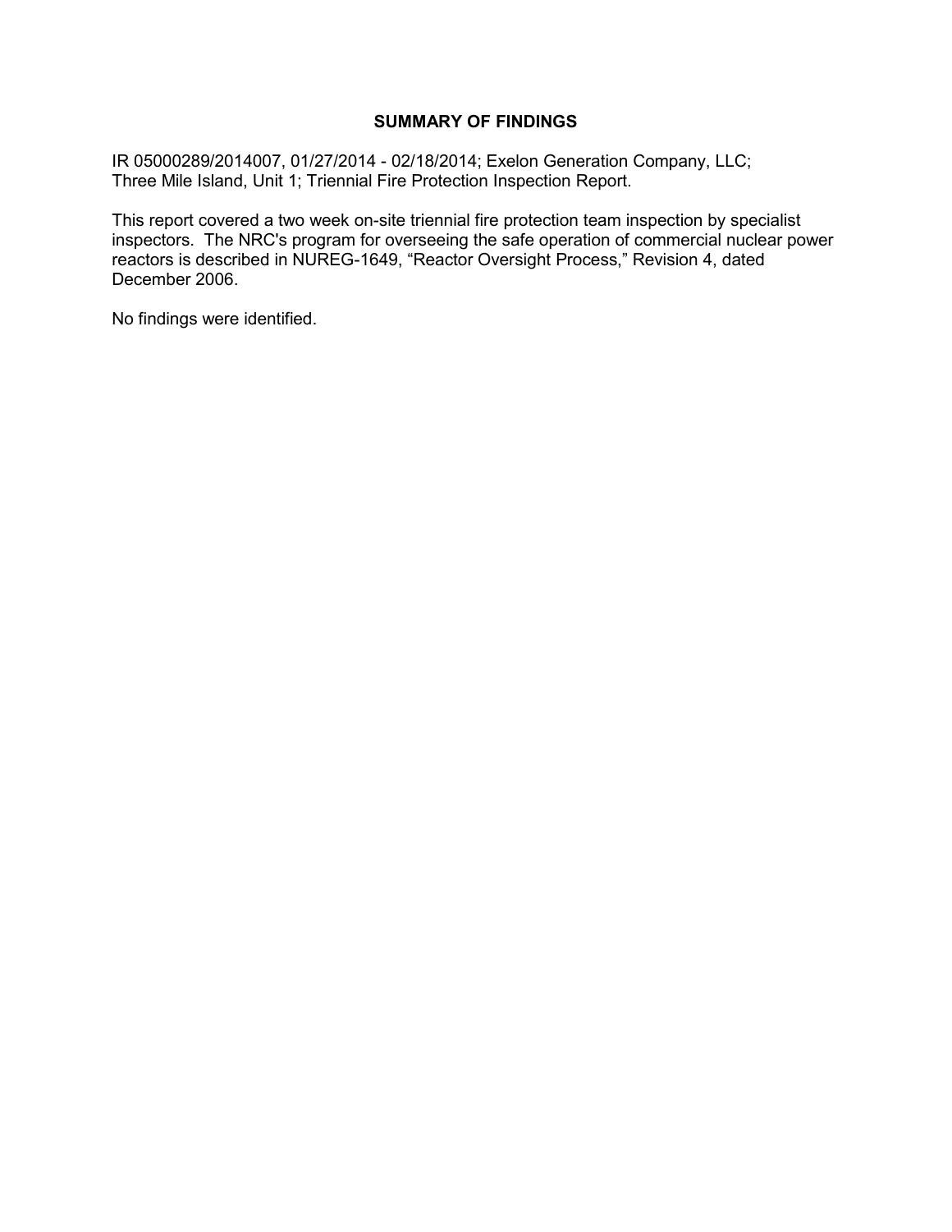# SUMMARY OF FINDINGS

IR 05000289/2014007, 01/27/2014 - 02/18/2014; Exelon Generation Company, LLC; Three Mile Island, Unit 1; Triennial Fire Protection Inspection Report.

This report covered a two week on-site triennial fire protection team inspection by specialist inspectors. The NRC's program for overseeing the safe operation of commercial nuclear power reactors is described in NUREG-1649, "Reactor Oversight Process," Revision 4, dated December 2006.

No findings were identified.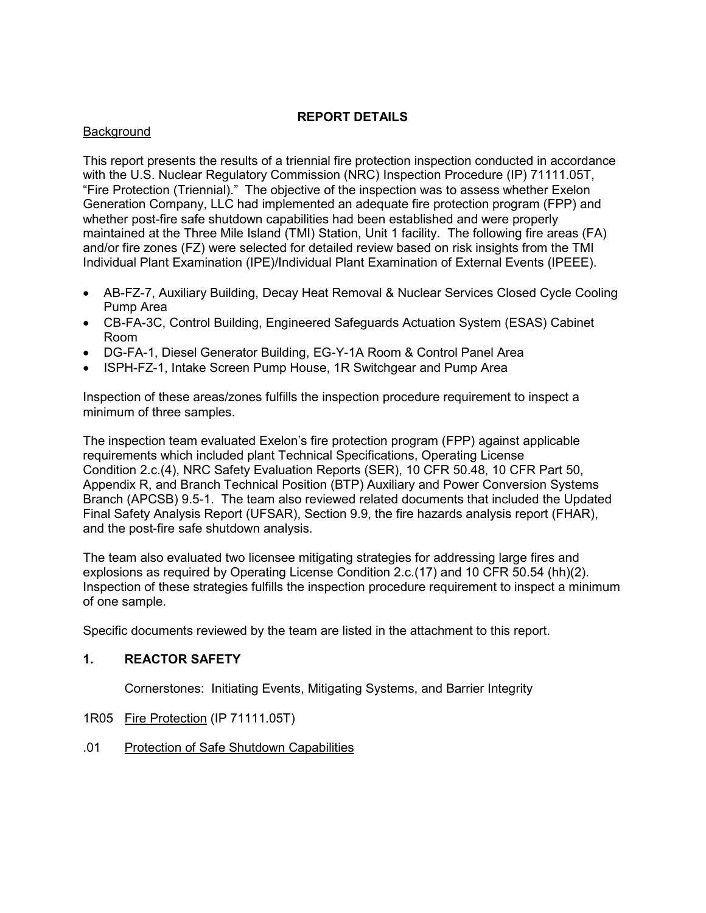## REPORT DETAILS

Background

This report presents the results of a triennial fire protection inspection conducted in accordance with the U.S. Nuclear Regulatory Commission (NRC) Inspection Procedure (IP) 71111.05T, "Fire Protection (Triennial)." The objective of the inspection was to assess whether Exelon Generation Company, LLC had implemented an adequate fire protection program (FPP) and whether post-fire safe shutdown capabilities had been established and were properly maintained at the Three Mile Island (TMI) Station, Unit 1 facility. The following fire areas (FA) and/or fire zones (FZ) were selected for detailed review based on risk insights from the TMI Individual Plant Examination (IPE)/Individual Plant Examination of External Events (IPEEE).

- AB-FZ-7, Auxiliary Building, Decay Heat Removal & Nuclear Services Closed Cycle Cooling Pump Area
- CB-FA-3C, Control Building, Engineered Safeguards Actuation System (ESAS) Cabinet Room
- DG-FA-1, Diesel Generator Building, EG-Y-1A Room & Control Panel Area
- ISPH-FZ-1, Intake Screen Pump House, 1R Switchgear and Pump Area

Inspection of these areas/zones fulfills the inspection procedure requirement to inspect a minimum of three samples.

The inspection team evaluated Exelon's fire protection program (FPP) against applicable requirements which included plant Technical Specifications, Operating License Condition 2.c.(4), NRC Safety Evaluation Reports (SER), 10 CFR 50.48, 10 CFR Part 50, Appendix R, and Branch Technical Position (BTP) Auxiliary and Power Conversion Systems Branch (APCSB) 9.5-1. The team also reviewed related documents that included the Updated Final Safety Analysis Report (UFSAR), Section 9.9, the fire hazards analysis report (FHAR), and the post-fire safe shutdown analysis.

The team also evaluated two licensee mitigating strategies for addressing large fires and explosions as required by Operating License Condition 2.c.(17) and 10 CFR 50.54 (hh)(2). Inspection of these strategies fulfills the inspection procedure requirement to inspect a minimum of one sample.

Specific documents reviewed by the team are listed in the attachment to this report.

### 1. REACTOR SAFETY

Cornerstones: Initiating Events, Mitigating Systems, and Barrier Integrity

1R05 Fire Protection (IP 71111.05T)

.01 Protection of Safe Shutdown Capabilities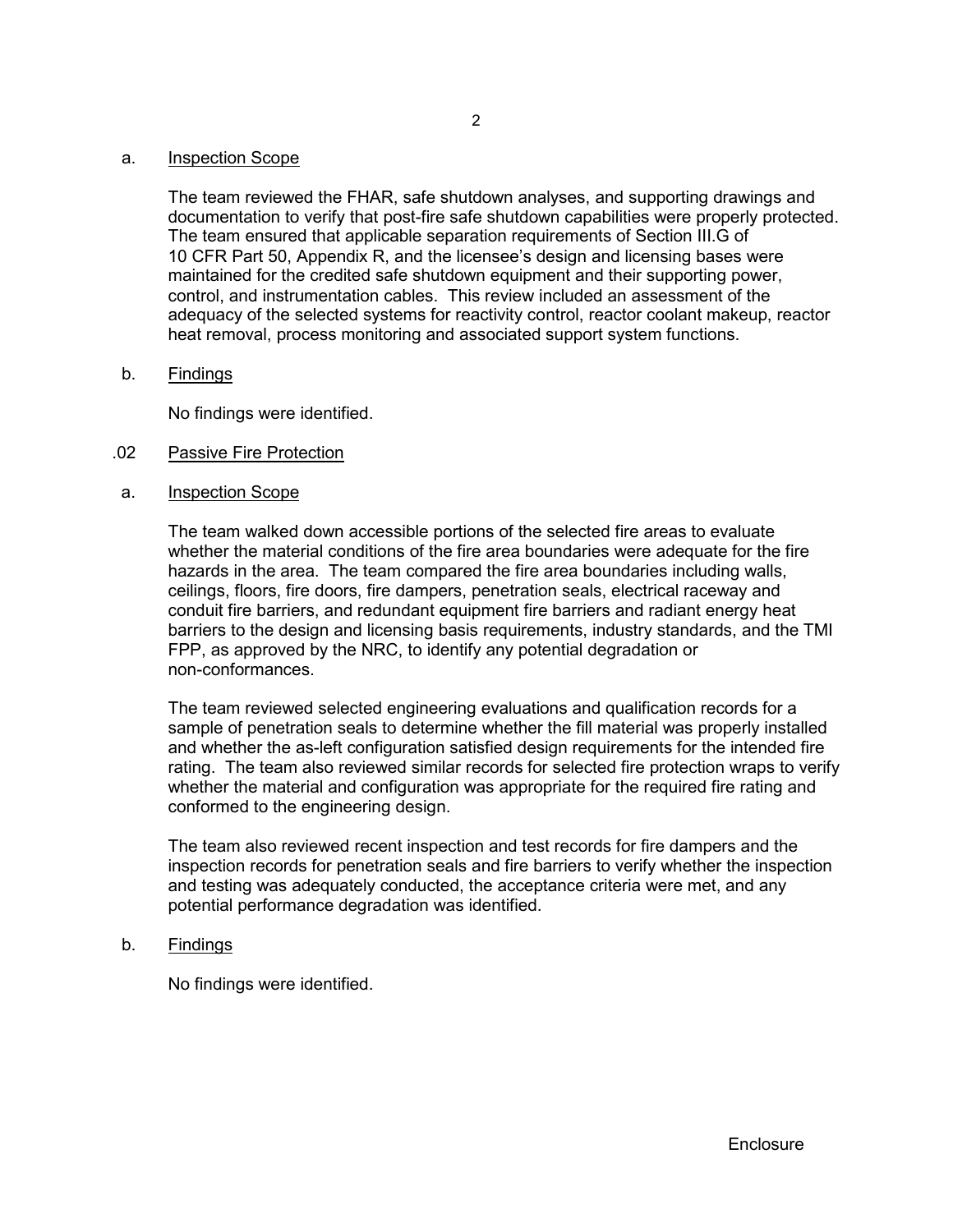a. Inspection Scope

The team reviewed the FHAR, safe shutdown analyses, and supporting drawings and documentation to verify that post-fire safe shutdown capabilities were properly protected. The team ensured that applicable separation requirements of Section III.G of 10 CFR Part 50, Appendix R, and the licensee's design and licensing bases were maintained for the credited safe shutdown equipment and their supporting power, control, and instrumentation cables. This review included an assessment of the adequacy of the selected systems for reactivity control, reactor coolant makeup, reactor heat removal, process monitoring and associated support system functions.

b. Findings

No findings were identified.

.02 Passive Fire Protection

a. Inspection Scope

The team walked down accessible portions of the selected fire areas to evaluate whether the material conditions of the fire area boundaries were adequate for the fire hazards in the area. The team compared the fire area boundaries including walls, ceilings, floors, fire doors, fire dampers, penetration seals, electrical raceway and conduit fire barriers, and redundant equipment fire barriers and radiant energy heat barriers to the design and licensing basis requirements, industry standards, and the TMI FPP, as approved by the NRC, to identify any potential degradation or non-conformances.

The team reviewed selected engineering evaluations and qualification records for a sample of penetration seals to determine whether the fill material was properly installed and whether the as-left configuration satisfied design requirements for the intended fire rating. The team also reviewed similar records for selected fire protection wraps to verify whether the material and configuration was appropriate for the required fire rating and conformed to the engineering design.

The team also reviewed recent inspection and test records for fire dampers and the inspection records for penetration seals and fire barriers to verify whether the inspection and testing was adequately conducted, the acceptance criteria were met, and any potential performance degradation was identified.

b. Findings

No findings were identified.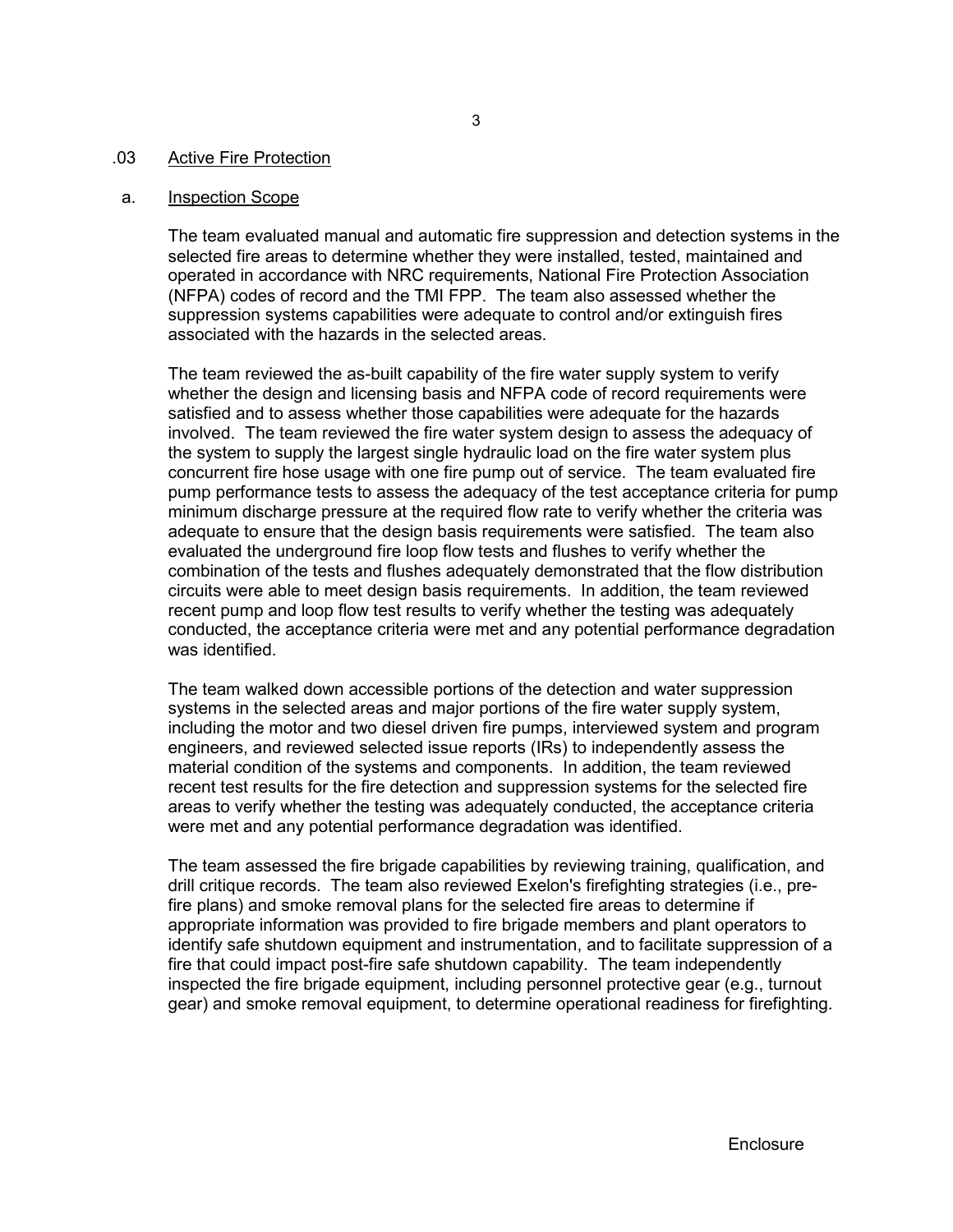## .03 Active Fire Protection

### a. Inspection Scope

The team evaluated manual and automatic fire suppression and detection systems in the selected fire areas to determine whether they were installed, tested, maintained and operated in accordance with NRC requirements, National Fire Protection Association (NFPA) codes of record and the TMI FPP. The team also assessed whether the suppression systems capabilities were adequate to control and/or extinguish fires associated with the hazards in the selected areas.

The team reviewed the as-built capability of the fire water supply system to verify whether the design and licensing basis and NFPA code of record requirements were satisfied and to assess whether those capabilities were adequate for the hazards involved. The team reviewed the fire water system design to assess the adequacy of the system to supply the largest single hydraulic load on the fire water system plus concurrent fire hose usage with one fire pump out of service. The team evaluated fire pump performance tests to assess the adequacy of the test acceptance criteria for pump minimum discharge pressure at the required flow rate to verify whether the criteria was adequate to ensure that the design basis requirements were satisfied. The team also evaluated the underground fire loop flow tests and flushes to verify whether the combination of the tests and flushes adequately demonstrated that the flow distribution circuits were able to meet design basis requirements. In addition, the team reviewed recent pump and loop flow test results to verify whether the testing was adequately conducted, the acceptance criteria were met and any potential performance degradation was identified.

The team walked down accessible portions of the detection and water suppression systems in the selected areas and major portions of the fire water supply system, including the motor and two diesel driven fire pumps, interviewed system and program engineers, and reviewed selected issue reports (IRs) to independently assess the material condition of the systems and components. In addition, the team reviewed recent test results for the fire detection and suppression systems for the selected fire areas to verify whether the testing was adequately conducted, the acceptance criteria were met and any potential performance degradation was identified.

The team assessed the fire brigade capabilities by reviewing training, qualification, and drill critique records. The team also reviewed Exelon's firefighting strategies (i.e., pre-fire plans) and smoke removal plans for the selected fire areas to determine if appropriate information was provided to fire brigade members and plant operators to identify safe shutdown equipment and instrumentation, and to facilitate suppression of a fire that could impact post-fire safe shutdown capability. The team independently inspected the fire brigade equipment, including personnel protective gear (e.g., turnout gear) and smoke removal equipment, to determine operational readiness for firefighting.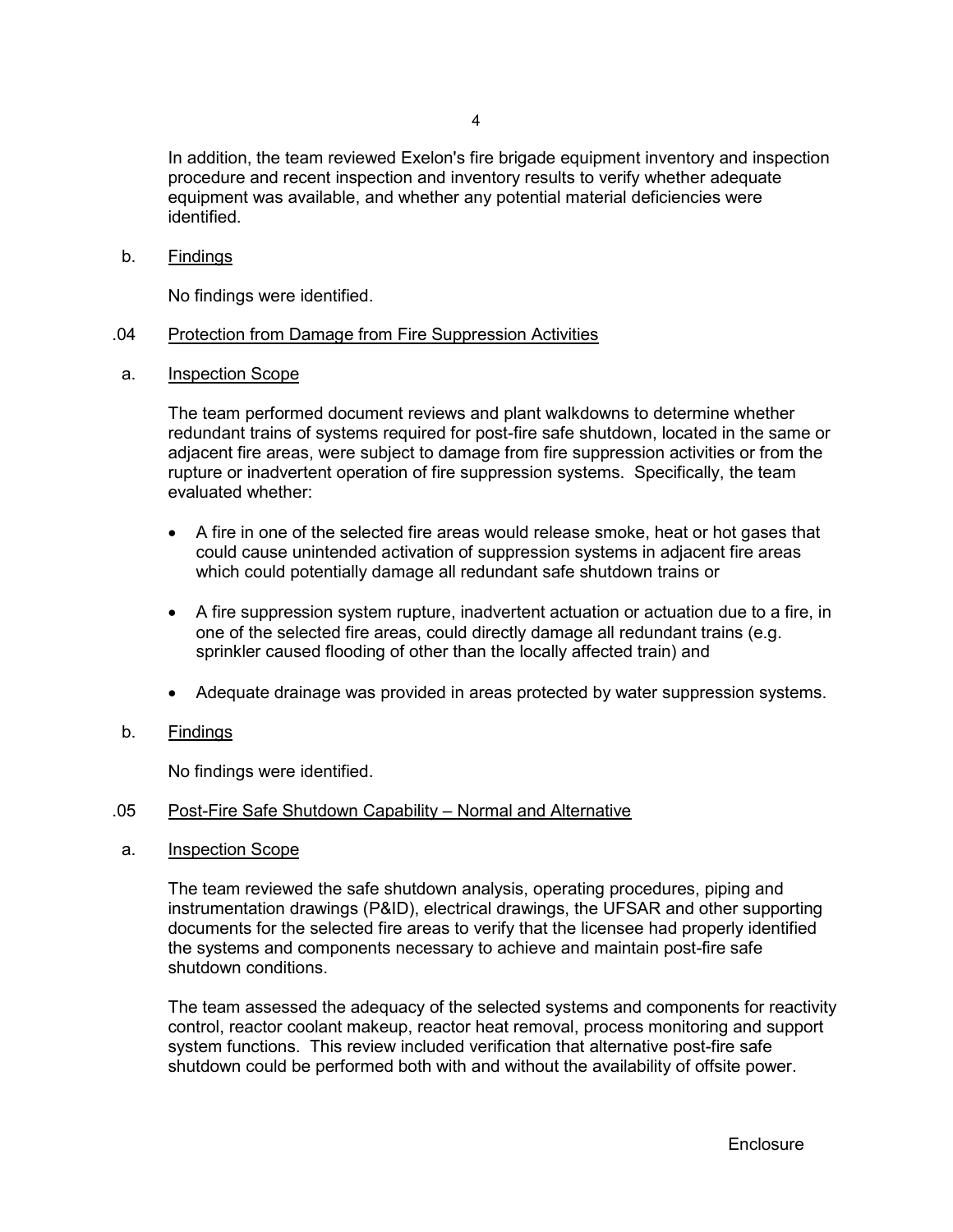In addition, the team reviewed Exelon's fire brigade equipment inventory and inspection procedure and recent inspection and inventory results to verify whether adequate equipment was available, and whether any potential material deficiencies were identified.

b. Findings

No findings were identified.

.04 Protection from Damage from Fire Suppression Activities

a. Inspection Scope

The team performed document reviews and plant walkdowns to determine whether redundant trains of systems required for post-fire safe shutdown, located in the same or adjacent fire areas, were subject to damage from fire suppression activities or from the rupture or inadvertent operation of fire suppression systems. Specifically, the team evaluated whether:

- A fire in one of the selected fire areas would release smoke, heat or hot gases that could cause unintended activation of suppression systems in adjacent fire areas which could potentially damage all redundant safe shutdown trains or
- A fire suppression system rupture, inadvertent actuation or actuation due to a fire, in one of the selected fire areas, could directly damage all redundant trains (e.g. sprinkler caused flooding of other than the locally affected train) and
- Adequate drainage was provided in areas protected by water suppression systems.

b. Findings

No findings were identified.

.05 Post-Fire Safe Shutdown Capability – Normal and Alternative

a. Inspection Scope

The team reviewed the safe shutdown analysis, operating procedures, piping and instrumentation drawings (P&ID), electrical drawings, the UFSAR and other supporting documents for the selected fire areas to verify that the licensee had properly identified the systems and components necessary to achieve and maintain post-fire safe shutdown conditions.

The team assessed the adequacy of the selected systems and components for reactivity control, reactor coolant makeup, reactor heat removal, process monitoring and support system functions. This review included verification that alternative post-fire safe shutdown could be performed both with and without the availability of offsite power.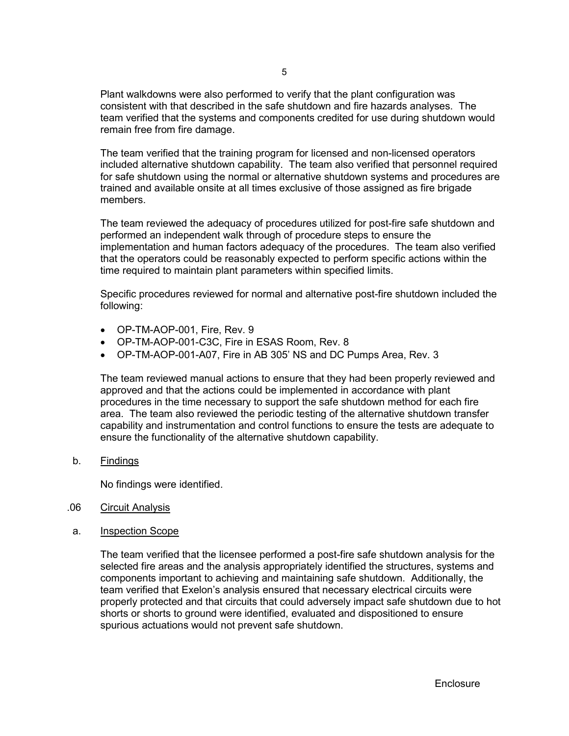Plant walkdowns were also performed to verify that the plant configuration was consistent with that described in the safe shutdown and fire hazards analyses. The team verified that the systems and components credited for use during shutdown would remain free from fire damage.

The team verified that the training program for licensed and non-licensed operators included alternative shutdown capability. The team also verified that personnel required for safe shutdown using the normal or alternative shutdown systems and procedures are trained and available onsite at all times exclusive of those assigned as fire brigade members.

The team reviewed the adequacy of procedures utilized for post-fire safe shutdown and performed an independent walk through of procedure steps to ensure the implementation and human factors adequacy of the procedures. The team also verified that the operators could be reasonably expected to perform specific actions within the time required to maintain plant parameters within specified limits.

Specific procedures reviewed for normal and alternative post-fire shutdown included the following:

- OP-TM-AOP-001, Fire, Rev. 9
- OP-TM-AOP-001-C3C, Fire in ESAS Room, Rev. 8
- OP-TM-AOP-001-A07, Fire in AB 305' NS and DC Pumps Area, Rev. 3

The team reviewed manual actions to ensure that they had been properly reviewed and approved and that the actions could be implemented in accordance with plant procedures in the time necessary to support the safe shutdown method for each fire area. The team also reviewed the periodic testing of the alternative shutdown transfer capability and instrumentation and control functions to ensure the tests are adequate to ensure the functionality of the alternative shutdown capability.

b. Findings

No findings were identified.

.06 Circuit Analysis

a. Inspection Scope

The team verified that the licensee performed a post-fire safe shutdown analysis for the selected fire areas and the analysis appropriately identified the structures, systems and components important to achieving and maintaining safe shutdown. Additionally, the team verified that Exelon's analysis ensured that necessary electrical circuits were properly protected and that circuits that could adversely impact safe shutdown due to hot shorts or shorts to ground were identified, evaluated and dispositioned to ensure spurious actuations would not prevent safe shutdown.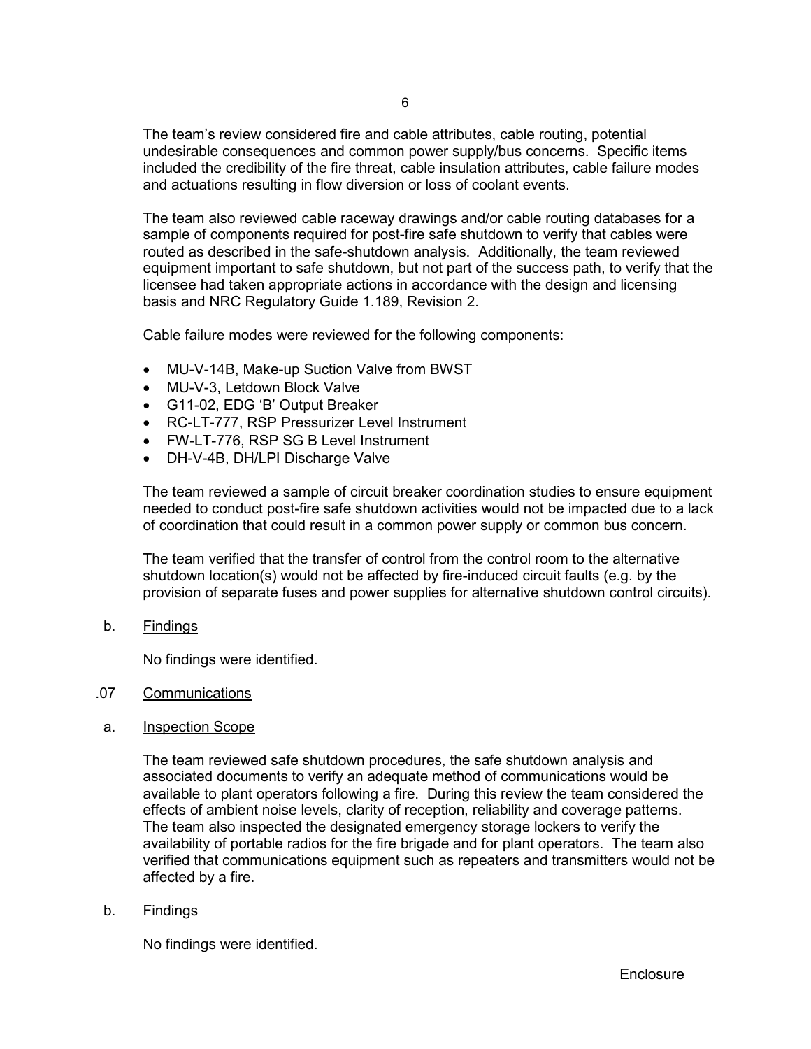The team's review considered fire and cable attributes, cable routing, potential undesirable consequences and common power supply/bus concerns. Specific items included the credibility of the fire threat, cable insulation attributes, cable failure modes and actuations resulting in flow diversion or loss of coolant events.

The team also reviewed cable raceway drawings and/or cable routing databases for a sample of components required for post-fire safe shutdown to verify that cables were routed as described in the safe-shutdown analysis. Additionally, the team reviewed equipment important to safe shutdown, but not part of the success path, to verify that the licensee had taken appropriate actions in accordance with the design and licensing basis and NRC Regulatory Guide 1.189, Revision 2.

Cable failure modes were reviewed for the following components:

- MU-V-14B, Make-up Suction Valve from BWST
- MU-V-3, Letdown Block Valve
- G11-02, EDG 'B' Output Breaker
- RC-LT-777, RSP Pressurizer Level Instrument
- FW-LT-776, RSP SG B Level Instrument
- DH-V-4B, DH/LPI Discharge Valve

The team reviewed a sample of circuit breaker coordination studies to ensure equipment needed to conduct post-fire safe shutdown activities would not be impacted due to a lack of coordination that could result in a common power supply or common bus concern.

The team verified that the transfer of control from the control room to the alternative shutdown location(s) would not be affected by fire-induced circuit faults (e.g. by the provision of separate fuses and power supplies for alternative shutdown control circuits).

b. Findings

No findings were identified.

.07 Communications

a. Inspection Scope

The team reviewed safe shutdown procedures, the safe shutdown analysis and associated documents to verify an adequate method of communications would be available to plant operators following a fire. During this review the team considered the effects of ambient noise levels, clarity of reception, reliability and coverage patterns. The team also inspected the designated emergency storage lockers to verify the availability of portable radios for the fire brigade and for plant operators. The team also verified that communications equipment such as repeaters and transmitters would not be affected by a fire.

b. Findings

No findings were identified.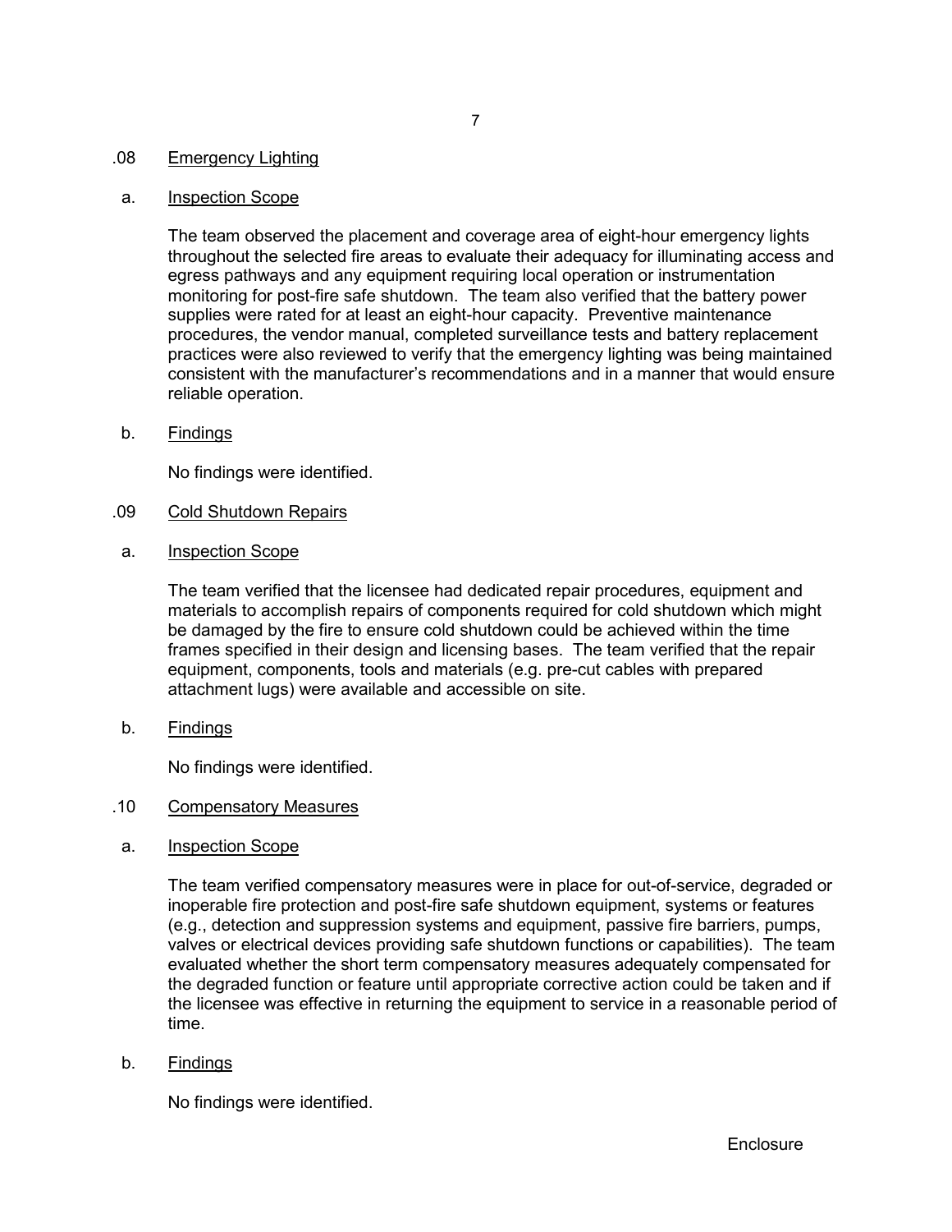### .08 Emergency Lighting

#### a. Inspection Scope

The team observed the placement and coverage area of eight-hour emergency lights throughout the selected fire areas to evaluate their adequacy for illuminating access and egress pathways and any equipment requiring local operation or instrumentation monitoring for post-fire safe shutdown. The team also verified that the battery power supplies were rated for at least an eight-hour capacity. Preventive maintenance procedures, the vendor manual, completed surveillance tests and battery replacement practices were also reviewed to verify that the emergency lighting was being maintained consistent with the manufacturer's recommendations and in a manner that would ensure reliable operation.

#### b. Findings

No findings were identified.

### .09 Cold Shutdown Repairs

#### a. Inspection Scope

The team verified that the licensee had dedicated repair procedures, equipment and materials to accomplish repairs of components required for cold shutdown which might be damaged by the fire to ensure cold shutdown could be achieved within the time frames specified in their design and licensing bases. The team verified that the repair equipment, components, tools and materials (e.g. pre-cut cables with prepared attachment lugs) were available and accessible on site.

#### b. Findings

No findings were identified.

### .10 Compensatory Measures

#### a. Inspection Scope

The team verified compensatory measures were in place for out-of-service, degraded or inoperable fire protection and post-fire safe shutdown equipment, systems or features (e.g., detection and suppression systems and equipment, passive fire barriers, pumps, valves or electrical devices providing safe shutdown functions or capabilities). The team evaluated whether the short term compensatory measures adequately compensated for the degraded function or feature until appropriate corrective action could be taken and if the licensee was effective in returning the equipment to service in a reasonable period of time.

#### b. Findings

No findings were identified.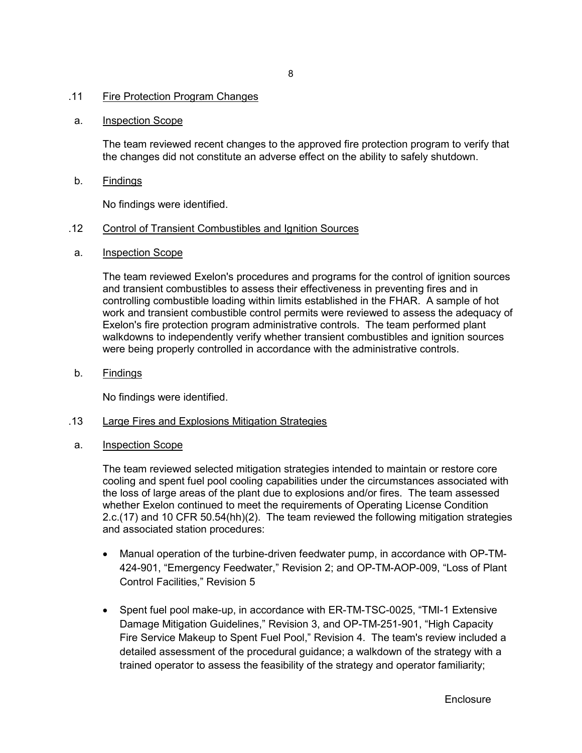.11 Fire Protection Program Changes

a. Inspection Scope

The team reviewed recent changes to the approved fire protection program to verify that the changes did not constitute an adverse effect on the ability to safely shutdown.

b. Findings

No findings were identified.

.12 Control of Transient Combustibles and Ignition Sources

a. Inspection Scope

The team reviewed Exelon's procedures and programs for the control of ignition sources and transient combustibles to assess their effectiveness in preventing fires and in controlling combustible loading within limits established in the FHAR. A sample of hot work and transient combustible control permits were reviewed to assess the adequacy of Exelon's fire protection program administrative controls. The team performed plant walkdowns to independently verify whether transient combustibles and ignition sources were being properly controlled in accordance with the administrative controls.

b. Findings

No findings were identified.

.13 Large Fires and Explosions Mitigation Strategies

a. Inspection Scope

The team reviewed selected mitigation strategies intended to maintain or restore core cooling and spent fuel pool cooling capabilities under the circumstances associated with the loss of large areas of the plant due to explosions and/or fires. The team assessed whether Exelon continued to meet the requirements of Operating License Condition 2.c.(17) and 10 CFR 50.54(hh)(2). The team reviewed the following mitigation strategies and associated station procedures:

- Manual operation of the turbine-driven feedwater pump, in accordance with OP-TM-424-901, "Emergency Feedwater," Revision 2; and OP-TM-AOP-009, "Loss of Plant Control Facilities," Revision 5

- Spent fuel pool make-up, in accordance with ER-TM-TSC-0025, "TMI-1 Extensive Damage Mitigation Guidelines," Revision 3, and OP-TM-251-901, "High Capacity Fire Service Makeup to Spent Fuel Pool," Revision 4. The team's review included a detailed assessment of the procedural guidance; a walkdown of the strategy with a trained operator to assess the feasibility of the strategy and operator familiarity;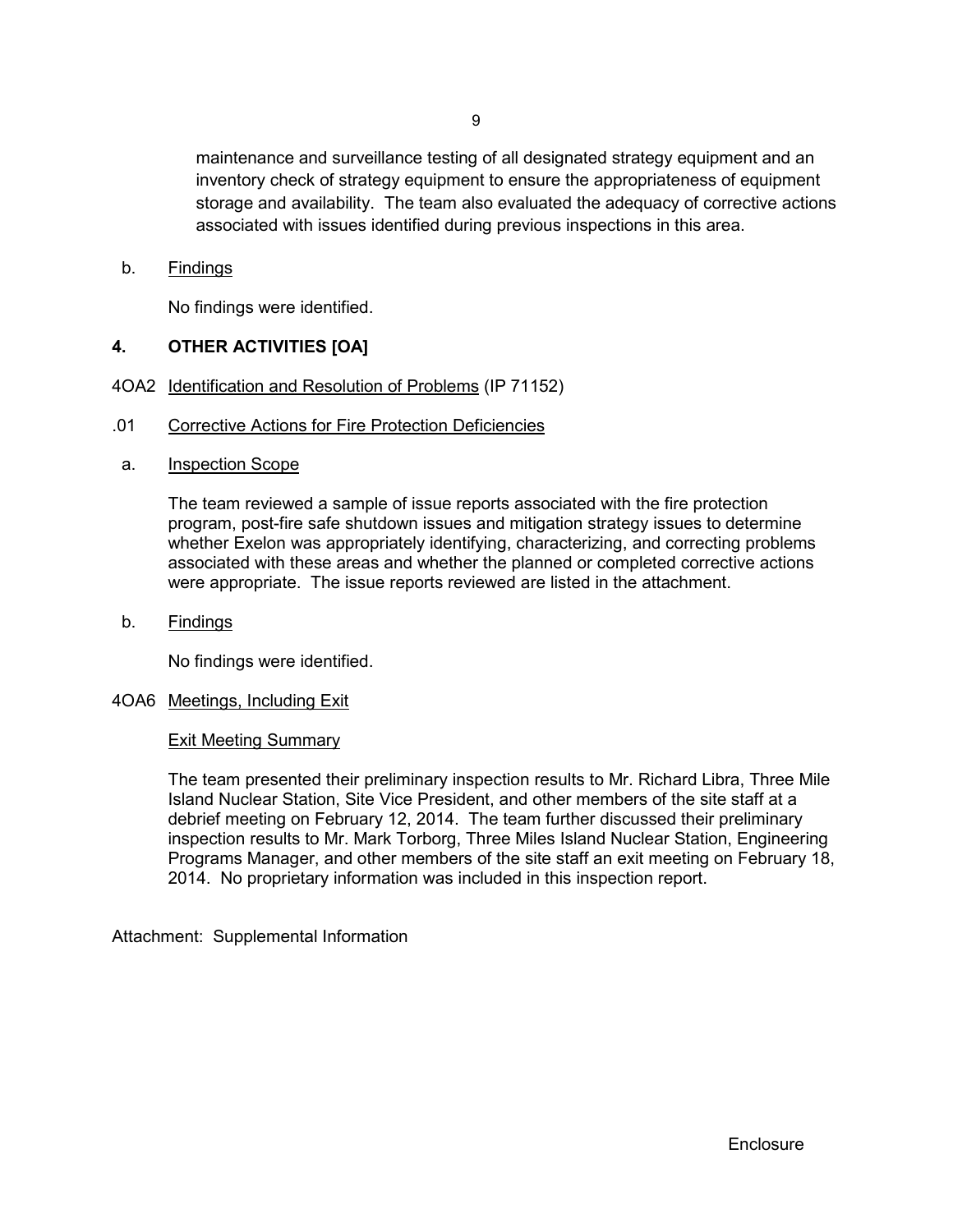maintenance and surveillance testing of all designated strategy equipment and an inventory check of strategy equipment to ensure the appropriateness of equipment storage and availability. The team also evaluated the adequacy of corrective actions associated with issues identified during previous inspections in this area.

b. Findings

No findings were identified.

## 4. OTHER ACTIVITIES [OA]

4OA2 Identification and Resolution of Problems (IP 71152)

.01 Corrective Actions for Fire Protection Deficiencies

a. Inspection Scope

The team reviewed a sample of issue reports associated with the fire protection program, post-fire safe shutdown issues and mitigation strategy issues to determine whether Exelon was appropriately identifying, characterizing, and correcting problems associated with these areas and whether the planned or completed corrective actions were appropriate. The issue reports reviewed are listed in the attachment.

b. Findings

No findings were identified.

4OA6 Meetings, Including Exit

Exit Meeting Summary

The team presented their preliminary inspection results to Mr. Richard Libra, Three Mile Island Nuclear Station, Site Vice President, and other members of the site staff at a debrief meeting on February 12, 2014. The team further discussed their preliminary inspection results to Mr. Mark Torborg, Three Miles Island Nuclear Station, Engineering Programs Manager, and other members of the site staff an exit meeting on February 18, 2014. No proprietary information was included in this inspection report.

Attachment: Supplemental Information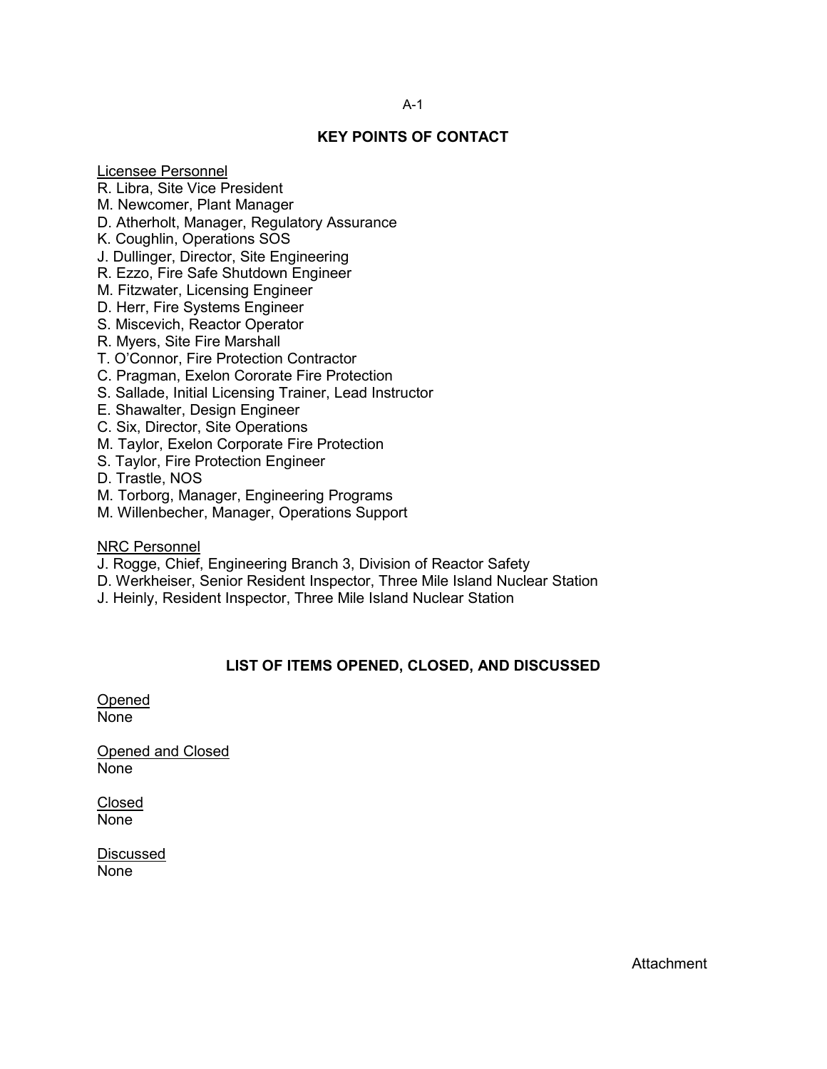## KEY POINTS OF CONTACT

Licensee Personnel

R. Libra, Site Vice President
M. Newcomer, Plant Manager
D. Atherholt, Manager, Regulatory Assurance
K. Coughlin, Operations SOS
J. Dullinger, Director, Site Engineering
R. Ezzo, Fire Safe Shutdown Engineer
M. Fitzwater, Licensing Engineer
D. Herr, Fire Systems Engineer
S. Miscevich, Reactor Operator
R. Myers, Site Fire Marshall
T. O'Connor, Fire Protection Contractor
C. Pragman, Exelon Cororate Fire Protection
S. Sallade, Initial Licensing Trainer, Lead Instructor
E. Shawalter, Design Engineer
C. Six, Director, Site Operations
M. Taylor, Exelon Corporate Fire Protection
S. Taylor, Fire Protection Engineer
D. Trastle, NOS
M. Torborg, Manager, Engineering Programs
M. Willenbecher, Manager, Operations Support

NRC Personnel

J. Rogge, Chief, Engineering Branch 3, Division of Reactor Safety
D. Werkheiser, Senior Resident Inspector, Three Mile Island Nuclear Station
J. Heinly, Resident Inspector, Three Mile Island Nuclear Station

## LIST OF ITEMS OPENED, CLOSED, AND DISCUSSED

Opened
None

Opened and Closed
None

Closed
None

Discussed
None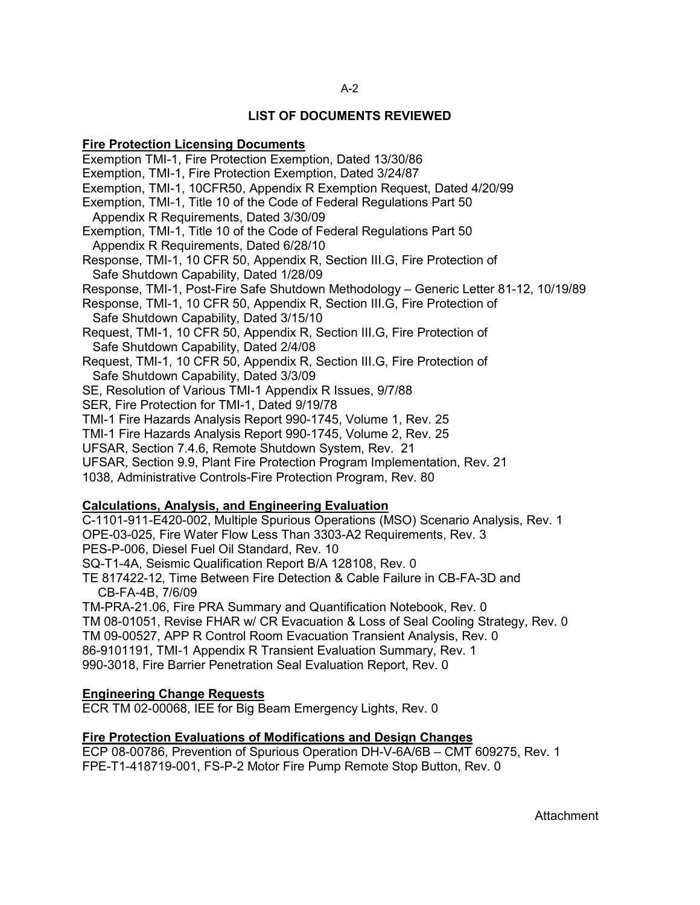## LIST OF DOCUMENTS REVIEWED

**Fire Protection Licensing Documents**

Exemption TMI-1, Fire Protection Exemption, Dated 13/30/86
Exemption, TMI-1, Fire Protection Exemption, Dated 3/24/87
Exemption, TMI-1, 10CFR50, Appendix R Exemption Request, Dated 4/20/99
Exemption, TMI-1, Title 10 of the Code of Federal Regulations Part 50 Appendix R Requirements, Dated 3/30/09
Exemption, TMI-1, Title 10 of the Code of Federal Regulations Part 50 Appendix R Requirements, Dated 6/28/10
Response, TMI-1, 10 CFR 50, Appendix R, Section III.G, Fire Protection of Safe Shutdown Capability, Dated 1/28/09
Response, TMI-1, Post-Fire Safe Shutdown Methodology – Generic Letter 81-12, 10/19/89
Response, TMI-1, 10 CFR 50, Appendix R, Section III.G, Fire Protection of Safe Shutdown Capability, Dated 3/15/10
Request, TMI-1, 10 CFR 50, Appendix R, Section III.G, Fire Protection of Safe Shutdown Capability, Dated 2/4/08
Request, TMI-1, 10 CFR 50, Appendix R, Section III.G, Fire Protection of Safe Shutdown Capability, Dated 3/3/09
SE, Resolution of Various TMI-1 Appendix R Issues, 9/7/88
SER, Fire Protection for TMI-1, Dated 9/19/78
TMI-1 Fire Hazards Analysis Report 990-1745, Volume 1, Rev. 25
TMI-1 Fire Hazards Analysis Report 990-1745, Volume 2, Rev. 25
UFSAR, Section 7.4.6, Remote Shutdown System, Rev. 21
UFSAR, Section 9.9, Plant Fire Protection Program Implementation, Rev. 21
1038, Administrative Controls-Fire Protection Program, Rev. 80

**Calculations, Analysis, and Engineering Evaluation**

C-1101-911-E420-002, Multiple Spurious Operations (MSO) Scenario Analysis, Rev. 1
OPE-03-025, Fire Water Flow Less Than 3303-A2 Requirements, Rev. 3
PES-P-006, Diesel Fuel Oil Standard, Rev. 10
SQ-T1-4A, Seismic Qualification Report B/A 128108, Rev. 0
TE 817422-12, Time Between Fire Detection & Cable Failure in CB-FA-3D and CB-FA-4B, 7/6/09
TM-PRA-21.06, Fire PRA Summary and Quantification Notebook, Rev. 0
TM 08-01051, Revise FHAR w/ CR Evacuation & Loss of Seal Cooling Strategy, Rev. 0
TM 09-00527, APP R Control Room Evacuation Transient Analysis, Rev. 0
86-9101191, TMI-1 Appendix R Transient Evaluation Summary, Rev. 1
990-3018, Fire Barrier Penetration Seal Evaluation Report, Rev. 0

**Engineering Change Requests**

ECR TM 02-00068, IEE for Big Beam Emergency Lights, Rev. 0

**Fire Protection Evaluations of Modifications and Design Changes**

ECP 08-00786, Prevention of Spurious Operation DH-V-6A/6B – CMT 609275, Rev. 1
FPE-T1-418719-001, FS-P-2 Motor Fire Pump Remote Stop Button, Rev. 0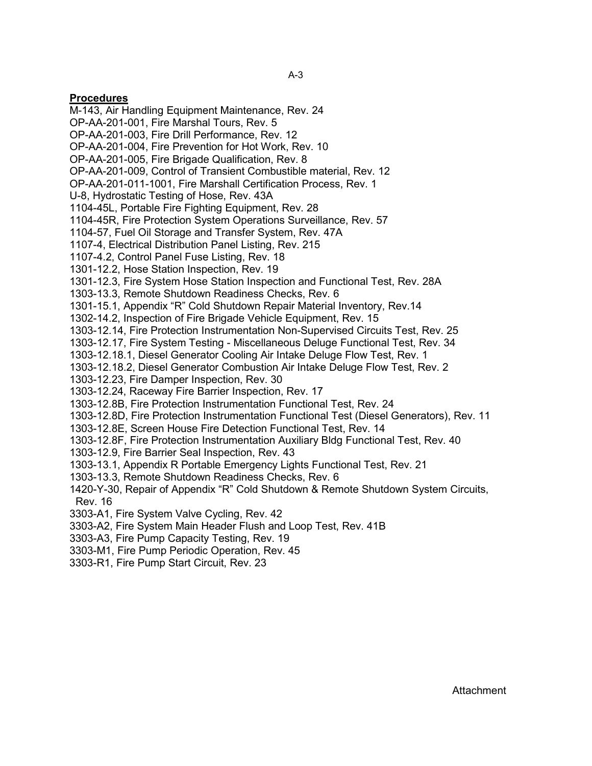**Procedures**

M-143, Air Handling Equipment Maintenance, Rev. 24
OP-AA-201-001, Fire Marshal Tours, Rev. 5
OP-AA-201-003, Fire Drill Performance, Rev. 12
OP-AA-201-004, Fire Prevention for Hot Work, Rev. 10
OP-AA-201-005, Fire Brigade Qualification, Rev. 8
OP-AA-201-009, Control of Transient Combustible material, Rev. 12
OP-AA-201-011-1001, Fire Marshall Certification Process, Rev. 1
U-8, Hydrostatic Testing of Hose, Rev. 43A
1104-45L, Portable Fire Fighting Equipment, Rev. 28
1104-45R, Fire Protection System Operations Surveillance, Rev. 57
1104-57, Fuel Oil Storage and Transfer System, Rev. 47A
1107-4, Electrical Distribution Panel Listing, Rev. 215
1107-4.2, Control Panel Fuse Listing, Rev. 18
1301-12.2, Hose Station Inspection, Rev. 19
1301-12.3, Fire System Hose Station Inspection and Functional Test, Rev. 28A
1303-13.3, Remote Shutdown Readiness Checks, Rev. 6
1301-15.1, Appendix "R" Cold Shutdown Repair Material Inventory, Rev.14
1302-14.2, Inspection of Fire Brigade Vehicle Equipment, Rev. 15
1303-12.14, Fire Protection Instrumentation Non-Supervised Circuits Test, Rev. 25
1303-12.17, Fire System Testing - Miscellaneous Deluge Functional Test, Rev. 34
1303-12.18.1, Diesel Generator Cooling Air Intake Deluge Flow Test, Rev. 1
1303-12.18.2, Diesel Generator Combustion Air Intake Deluge Flow Test, Rev. 2
1303-12.23, Fire Damper Inspection, Rev. 30
1303-12.24, Raceway Fire Barrier Inspection, Rev. 17
1303-12.8B, Fire Protection Instrumentation Functional Test, Rev. 24
1303-12.8D, Fire Protection Instrumentation Functional Test (Diesel Generators), Rev. 11
1303-12.8E, Screen House Fire Detection Functional Test, Rev. 14
1303-12.8F, Fire Protection Instrumentation Auxiliary Bldg Functional Test, Rev. 40
1303-12.9, Fire Barrier Seal Inspection, Rev. 43
1303-13.1, Appendix R Portable Emergency Lights Functional Test, Rev. 21
1303-13.3, Remote Shutdown Readiness Checks, Rev. 6
1420-Y-30, Repair of Appendix "R" Cold Shutdown & Remote Shutdown System Circuits, Rev. 16
3303-A1, Fire System Valve Cycling, Rev. 42
3303-A2, Fire System Main Header Flush and Loop Test, Rev. 41B
3303-A3, Fire Pump Capacity Testing, Rev. 19
3303-M1, Fire Pump Periodic Operation, Rev. 45
3303-R1, Fire Pump Start Circuit, Rev. 23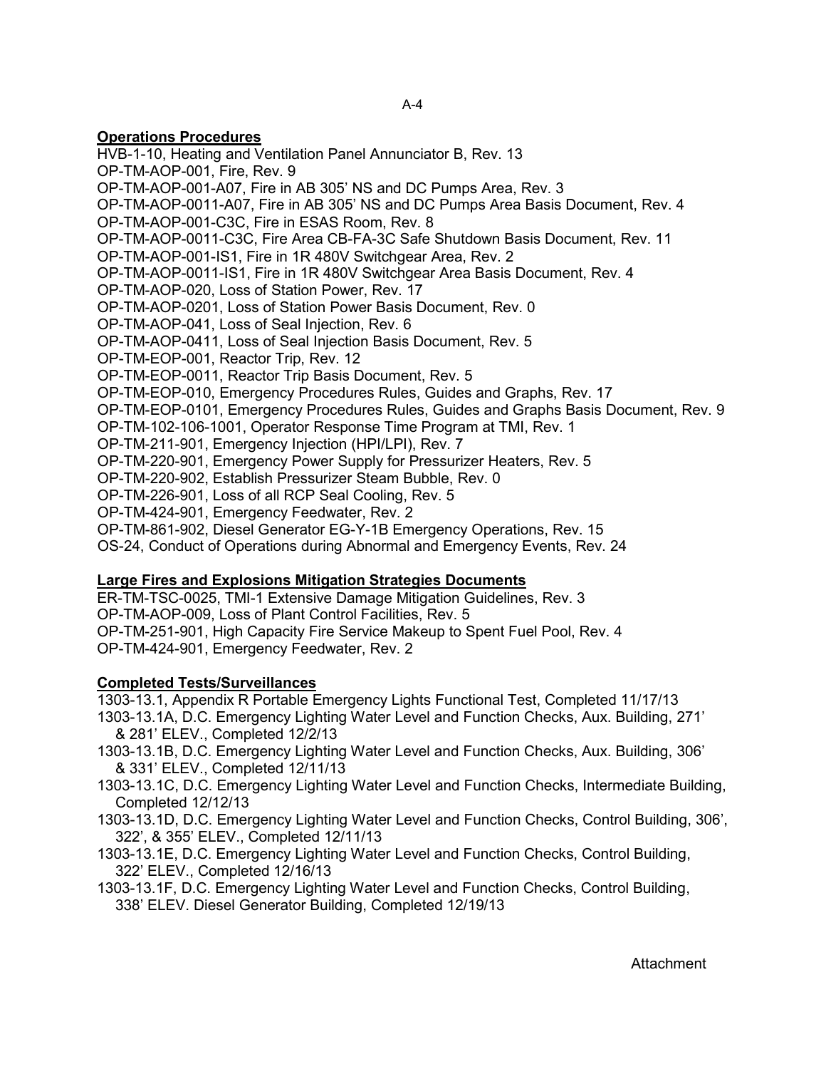**Operations Procedures**

HVB-1-10, Heating and Ventilation Panel Annunciator B, Rev. 13
OP-TM-AOP-001, Fire, Rev. 9
OP-TM-AOP-001-A07, Fire in AB 305' NS and DC Pumps Area, Rev. 3
OP-TM-AOP-0011-A07, Fire in AB 305' NS and DC Pumps Area Basis Document, Rev. 4
OP-TM-AOP-001-C3C, Fire in ESAS Room, Rev. 8
OP-TM-AOP-0011-C3C, Fire Area CB-FA-3C Safe Shutdown Basis Document, Rev. 11
OP-TM-AOP-001-IS1, Fire in 1R 480V Switchgear Area, Rev. 2
OP-TM-AOP-0011-IS1, Fire in 1R 480V Switchgear Area Basis Document, Rev. 4
OP-TM-AOP-020, Loss of Station Power, Rev. 17
OP-TM-AOP-0201, Loss of Station Power Basis Document, Rev. 0
OP-TM-AOP-041, Loss of Seal Injection, Rev. 6
OP-TM-AOP-0411, Loss of Seal Injection Basis Document, Rev. 5
OP-TM-EOP-001, Reactor Trip, Rev. 12
OP-TM-EOP-0011, Reactor Trip Basis Document, Rev. 5
OP-TM-EOP-010, Emergency Procedures Rules, Guides and Graphs, Rev. 17
OP-TM-EOP-0101, Emergency Procedures Rules, Guides and Graphs Basis Document, Rev. 9
OP-TM-102-106-1001, Operator Response Time Program at TMI, Rev. 1
OP-TM-211-901, Emergency Injection (HPI/LPI), Rev. 7
OP-TM-220-901, Emergency Power Supply for Pressurizer Heaters, Rev. 5
OP-TM-220-902, Establish Pressurizer Steam Bubble, Rev. 0
OP-TM-226-901, Loss of all RCP Seal Cooling, Rev. 5
OP-TM-424-901, Emergency Feedwater, Rev. 2
OP-TM-861-902, Diesel Generator EG-Y-1B Emergency Operations, Rev. 15
OS-24, Conduct of Operations during Abnormal and Emergency Events, Rev. 24

**Large Fires and Explosions Mitigation Strategies Documents**

ER-TM-TSC-0025, TMI-1 Extensive Damage Mitigation Guidelines, Rev. 3
OP-TM-AOP-009, Loss of Plant Control Facilities, Rev. 5
OP-TM-251-901, High Capacity Fire Service Makeup to Spent Fuel Pool, Rev. 4
OP-TM-424-901, Emergency Feedwater, Rev. 2

**Completed Tests/Surveillances**

1303-13.1, Appendix R Portable Emergency Lights Functional Test, Completed 11/17/13
1303-13.1A, D.C. Emergency Lighting Water Level and Function Checks, Aux. Building, 271' & 281' ELEV., Completed 12/2/13
1303-13.1B, D.C. Emergency Lighting Water Level and Function Checks, Aux. Building, 306' & 331' ELEV., Completed 12/11/13
1303-13.1C, D.C. Emergency Lighting Water Level and Function Checks, Intermediate Building, Completed 12/12/13
1303-13.1D, D.C. Emergency Lighting Water Level and Function Checks, Control Building, 306', 322', & 355' ELEV., Completed 12/11/13
1303-13.1E, D.C. Emergency Lighting Water Level and Function Checks, Control Building, 322' ELEV., Completed 12/16/13
1303-13.1F, D.C. Emergency Lighting Water Level and Function Checks, Control Building, 338' ELEV. Diesel Generator Building, Completed 12/19/13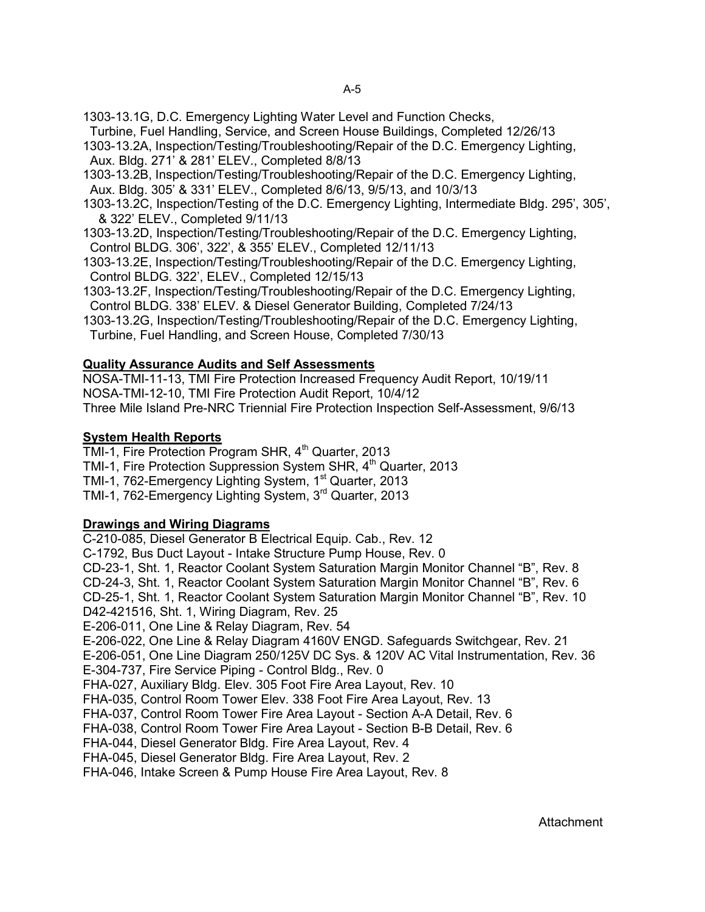1303-13.1G, D.C. Emergency Lighting Water Level and Function Checks, Turbine, Fuel Handling, Service, and Screen House Buildings, Completed 12/26/13

1303-13.2A, Inspection/Testing/Troubleshooting/Repair of the D.C. Emergency Lighting, Aux. Bldg. 271' & 281' ELEV., Completed 8/8/13

1303-13.2B, Inspection/Testing/Troubleshooting/Repair of the D.C. Emergency Lighting, Aux. Bldg. 305' & 331' ELEV., Completed 8/6/13, 9/5/13, and 10/3/13

1303-13.2C, Inspection/Testing of the D.C. Emergency Lighting, Intermediate Bldg. 295', 305', & 322' ELEV., Completed 9/11/13

1303-13.2D, Inspection/Testing/Troubleshooting/Repair of the D.C. Emergency Lighting, Control BLDG. 306', 322', & 355' ELEV., Completed 12/11/13

1303-13.2E, Inspection/Testing/Troubleshooting/Repair of the D.C. Emergency Lighting, Control BLDG. 322', ELEV., Completed 12/15/13

1303-13.2F, Inspection/Testing/Troubleshooting/Repair of the D.C. Emergency Lighting, Control BLDG. 338' ELEV. & Diesel Generator Building, Completed 7/24/13

1303-13.2G, Inspection/Testing/Troubleshooting/Repair of the D.C. Emergency Lighting, Turbine, Fuel Handling, and Screen House, Completed 7/30/13

**Quality Assurance Audits and Self Assessments**

NOSA-TMI-11-13, TMI Fire Protection Increased Frequency Audit Report, 10/19/11
NOSA-TMI-12-10, TMI Fire Protection Audit Report, 10/4/12
Three Mile Island Pre-NRC Triennial Fire Protection Inspection Self-Assessment, 9/6/13

**System Health Reports**

TMI-1, Fire Protection Program SHR, 4th Quarter, 2013
TMI-1, Fire Protection Suppression System SHR, 4th Quarter, 2013
TMI-1, 762-Emergency Lighting System, 1st Quarter, 2013
TMI-1, 762-Emergency Lighting System, 3rd Quarter, 2013

**Drawings and Wiring Diagrams**

C-210-085, Diesel Generator B Electrical Equip. Cab., Rev. 12
C-1792, Bus Duct Layout - Intake Structure Pump House, Rev. 0
CD-23-1, Sht. 1, Reactor Coolant System Saturation Margin Monitor Channel "B", Rev. 8
CD-24-3, Sht. 1, Reactor Coolant System Saturation Margin Monitor Channel "B", Rev. 6
CD-25-1, Sht. 1, Reactor Coolant System Saturation Margin Monitor Channel "B", Rev. 10
D42-421516, Sht. 1, Wiring Diagram, Rev. 25
E-206-011, One Line & Relay Diagram, Rev. 54
E-206-022, One Line & Relay Diagram 4160V ENGD. Safeguards Switchgear, Rev. 21
E-206-051, One Line Diagram 250/125V DC Sys. & 120V AC Vital Instrumentation, Rev. 36
E-304-737, Fire Service Piping - Control Bldg., Rev. 0
FHA-027, Auxiliary Bldg. Elev. 305 Foot Fire Area Layout, Rev. 10
FHA-035, Control Room Tower Elev. 338 Foot Fire Area Layout, Rev. 13
FHA-037, Control Room Tower Fire Area Layout - Section A-A Detail, Rev. 6
FHA-038, Control Room Tower Fire Area Layout - Section B-B Detail, Rev. 6
FHA-044, Diesel Generator Bldg. Fire Area Layout, Rev. 4
FHA-045, Diesel Generator Bldg. Fire Area Layout, Rev. 2
FHA-046, Intake Screen & Pump House Fire Area Layout, Rev. 8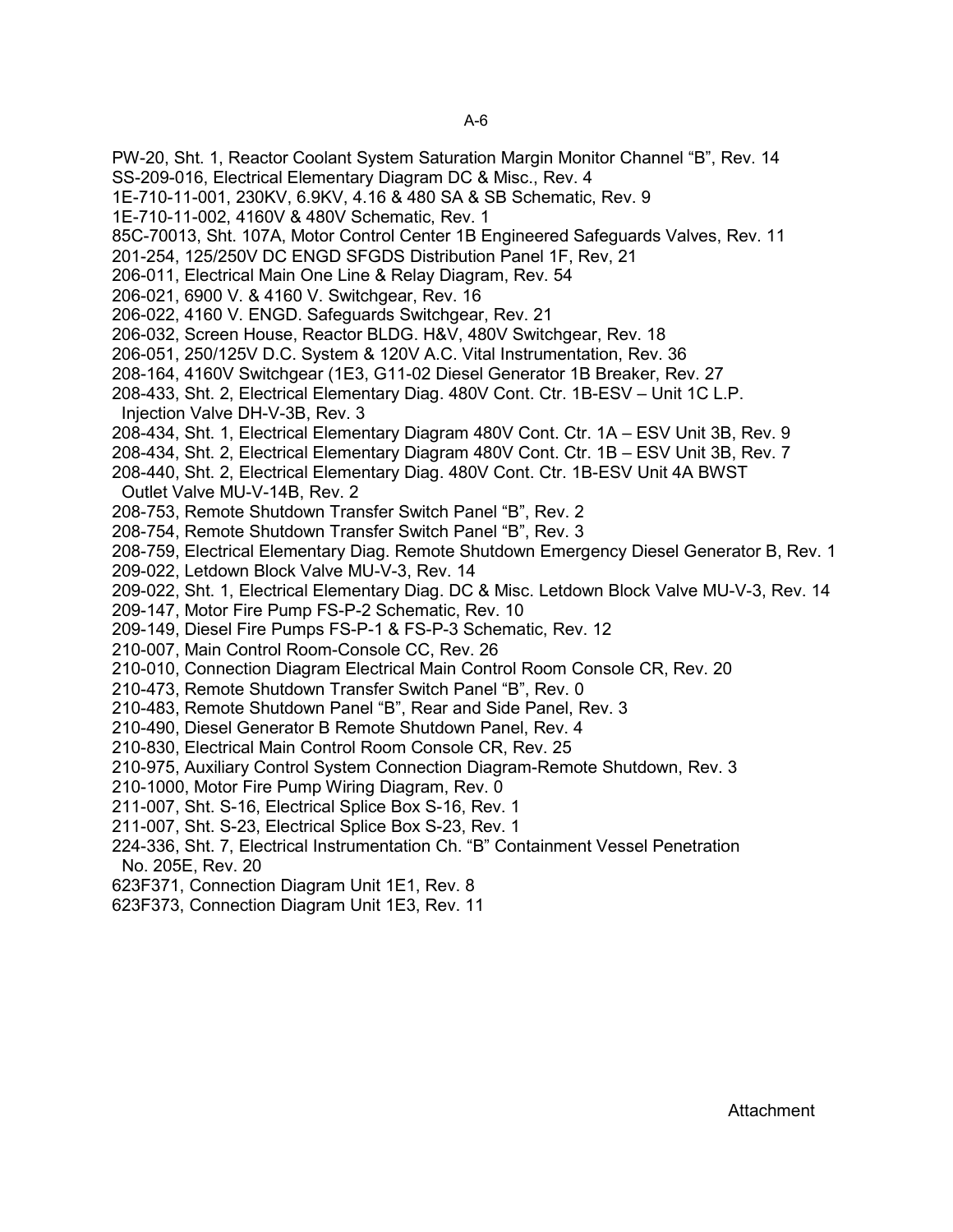PW-20, Sht. 1, Reactor Coolant System Saturation Margin Monitor Channel “B”, Rev. 14
SS-209-016, Electrical Elementary Diagram DC & Misc., Rev. 4
1E-710-11-001, 230KV, 6.9KV, 4.16 & 480 SA & SB Schematic, Rev. 9
1E-710-11-002, 4160V & 480V Schematic, Rev. 1
85C-70013, Sht. 107A, Motor Control Center 1B Engineered Safeguards Valves, Rev. 11
201-254, 125/250V DC ENGD SFGDS Distribution Panel 1F, Rev, 21
206-011, Electrical Main One Line & Relay Diagram, Rev. 54
206-021, 6900 V. & 4160 V. Switchgear, Rev. 16
206-022, 4160 V. ENGD. Safeguards Switchgear, Rev. 21
206-032, Screen House, Reactor BLDG. H&V, 480V Switchgear, Rev. 18
206-051, 250/125V D.C. System & 120V A.C. Vital Instrumentation, Rev. 36
208-164, 4160V Switchgear (1E3, G11-02 Diesel Generator 1B Breaker, Rev. 27
208-433, Sht. 2, Electrical Elementary Diag. 480V Cont. Ctr. 1B-ESV – Unit 1C L.P. Injection Valve DH-V-3B, Rev. 3
208-434, Sht. 1, Electrical Elementary Diagram 480V Cont. Ctr. 1A – ESV Unit 3B, Rev. 9
208-434, Sht. 2, Electrical Elementary Diagram 480V Cont. Ctr. 1B – ESV Unit 3B, Rev. 7
208-440, Sht. 2, Electrical Elementary Diag. 480V Cont. Ctr. 1B-ESV Unit 4A BWST Outlet Valve MU-V-14B, Rev. 2
208-753, Remote Shutdown Transfer Switch Panel “B”, Rev. 2
208-754, Remote Shutdown Transfer Switch Panel “B”, Rev. 3
208-759, Electrical Elementary Diag. Remote Shutdown Emergency Diesel Generator B, Rev. 1
209-022, Letdown Block Valve MU-V-3, Rev. 14
209-022, Sht. 1, Electrical Elementary Diag. DC & Misc. Letdown Block Valve MU-V-3, Rev. 14
209-147, Motor Fire Pump FS-P-2 Schematic, Rev. 10
209-149, Diesel Fire Pumps FS-P-1 & FS-P-3 Schematic, Rev. 12
210-007, Main Control Room-Console CC, Rev. 26
210-010, Connection Diagram Electrical Main Control Room Console CR, Rev. 20
210-473, Remote Shutdown Transfer Switch Panel “B”, Rev. 0
210-483, Remote Shutdown Panel “B”, Rear and Side Panel, Rev. 3
210-490, Diesel Generator B Remote Shutdown Panel, Rev. 4
210-830, Electrical Main Control Room Console CR, Rev. 25
210-975, Auxiliary Control System Connection Diagram-Remote Shutdown, Rev. 3
210-1000, Motor Fire Pump Wiring Diagram, Rev. 0
211-007, Sht. S-16, Electrical Splice Box S-16, Rev. 1
211-007, Sht. S-23, Electrical Splice Box S-23, Rev. 1
224-336, Sht. 7, Electrical Instrumentation Ch. “B” Containment Vessel Penetration No. 205E, Rev. 20
623F371, Connection Diagram Unit 1E1, Rev. 8
623F373, Connection Diagram Unit 1E3, Rev. 11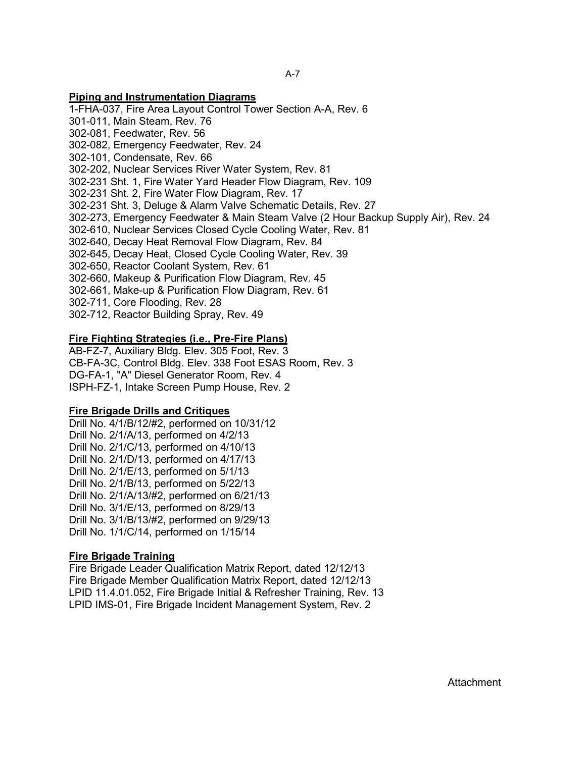**Piping and Instrumentation Diagrams**

1-FHA-037, Fire Area Layout Control Tower Section A-A, Rev. 6
301-011, Main Steam, Rev. 76
302-081, Feedwater, Rev. 56
302-082, Emergency Feedwater, Rev. 24
302-101, Condensate, Rev. 66
302-202, Nuclear Services River Water System, Rev. 81
302-231 Sht. 1, Fire Water Yard Header Flow Diagram, Rev. 109
302-231 Sht. 2, Fire Water Flow Diagram, Rev. 17
302-231 Sht. 3, Deluge & Alarm Valve Schematic Details, Rev. 27
302-273, Emergency Feedwater & Main Steam Valve (2 Hour Backup Supply Air), Rev. 24
302-610, Nuclear Services Closed Cycle Cooling Water, Rev. 81
302-640, Decay Heat Removal Flow Diagram, Rev. 84
302-645, Decay Heat, Closed Cycle Cooling Water, Rev. 39
302-650, Reactor Coolant System, Rev. 61
302-660, Makeup & Purification Flow Diagram, Rev. 45
302-661, Make-up & Purification Flow Diagram, Rev. 61
302-711, Core Flooding, Rev. 28
302-712, Reactor Building Spray, Rev. 49

**Fire Fighting Strategies (i.e., Pre-Fire Plans)**

AB-FZ-7, Auxiliary Bldg. Elev. 305 Foot, Rev. 3
CB-FA-3C, Control Bldg. Elev. 338 Foot ESAS Room, Rev. 3
DG-FA-1, "A" Diesel Generator Room, Rev. 4
ISPH-FZ-1, Intake Screen Pump House, Rev. 2

**Fire Brigade Drills and Critiques**

Drill No. 4/1/B/12/#2, performed on 10/31/12
Drill No. 2/1/A/13, performed on 4/2/13
Drill No. 2/1/C/13, performed on 4/10/13
Drill No. 2/1/D/13, performed on 4/17/13
Drill No. 2/1/E/13, performed on 5/1/13
Drill No. 2/1/B/13, performed on 5/22/13
Drill No. 2/1/A/13/#2, performed on 6/21/13
Drill No. 3/1/E/13, performed on 8/29/13
Drill No. 3/1/B/13/#2, performed on 9/29/13
Drill No. 1/1/C/14, performed on 1/15/14

**Fire Brigade Training**

Fire Brigade Leader Qualification Matrix Report, dated 12/12/13
Fire Brigade Member Qualification Matrix Report, dated 12/12/13
LPID 11.4.01.052, Fire Brigade Initial & Refresher Training, Rev. 13
LPID IMS-01, Fire Brigade Incident Management System, Rev. 2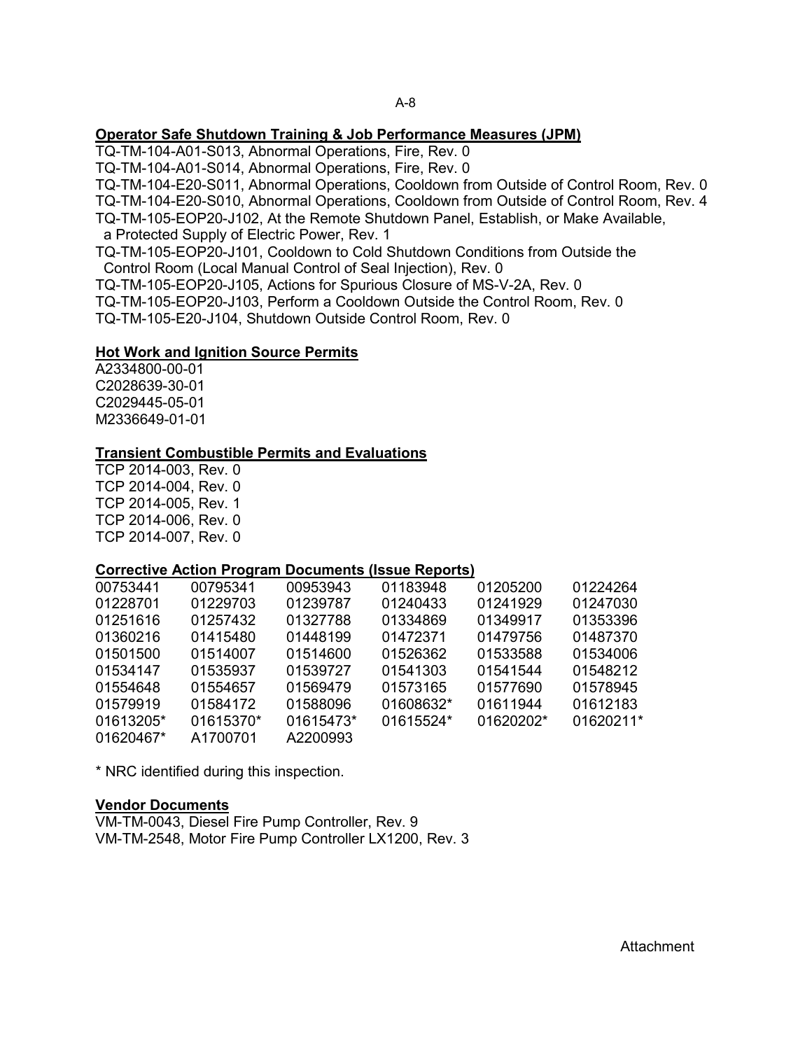**Operator Safe Shutdown Training & Job Performance Measures (JPM)**

TQ-TM-104-A01-S013, Abnormal Operations, Fire, Rev. 0
TQ-TM-104-A01-S014, Abnormal Operations, Fire, Rev. 0
TQ-TM-104-E20-S011, Abnormal Operations, Cooldown from Outside of Control Room, Rev. 0
TQ-TM-104-E20-S010, Abnormal Operations, Cooldown from Outside of Control Room, Rev. 4
TQ-TM-105-EOP20-J102, At the Remote Shutdown Panel, Establish, or Make Available, a Protected Supply of Electric Power, Rev. 1
TQ-TM-105-EOP20-J101, Cooldown to Cold Shutdown Conditions from Outside the Control Room (Local Manual Control of Seal Injection), Rev. 0
TQ-TM-105-EOP20-J105, Actions for Spurious Closure of MS-V-2A, Rev. 0
TQ-TM-105-EOP20-J103, Perform a Cooldown Outside the Control Room, Rev. 0
TQ-TM-105-E20-J104, Shutdown Outside Control Room, Rev. 0

**Hot Work and Ignition Source Permits**

A2334800-00-01
C2028639-30-01
C2029445-05-01
M2336649-01-01

**Transient Combustible Permits and Evaluations**

TCP 2014-003, Rev. 0
TCP 2014-004, Rev. 0
TCP 2014-005, Rev. 1
TCP 2014-006, Rev. 0
TCP 2014-007, Rev. 0

**Corrective Action Program Documents (Issue Reports)**

| | | | | | |
|---|---|---|---|---|---|
| 00753441 | 00795341 | 00953943 | 01183948 | 01205200 | 01224264 |
| 01228701 | 01229703 | 01239787 | 01240433 | 01241929 | 01247030 |
| 01251616 | 01257432 | 01327788 | 01334869 | 01349917 | 01353396 |
| 01360216 | 01415480 | 01448199 | 01472371 | 01479756 | 01487370 |
| 01501500 | 01514007 | 01514600 | 01526362 | 01533588 | 01534006 |
| 01534147 | 01535937 | 01539727 | 01541303 | 01541544 | 01548212 |
| 01554648 | 01554657 | 01569479 | 01573165 | 01577690 | 01578945 |
| 01579919 | 01584172 | 01588096 | 01608632* | 01611944 | 01612183 |
| 01613205* | 01615370* | 01615473* | 01615524* | 01620202* | 01620211* |
| 01620467* | A1700701 | A2200993 | | | |

\* NRC identified during this inspection.

**Vendor Documents**

VM-TM-0043, Diesel Fire Pump Controller, Rev. 9
VM-TM-2548, Motor Fire Pump Controller LX1200, Rev. 3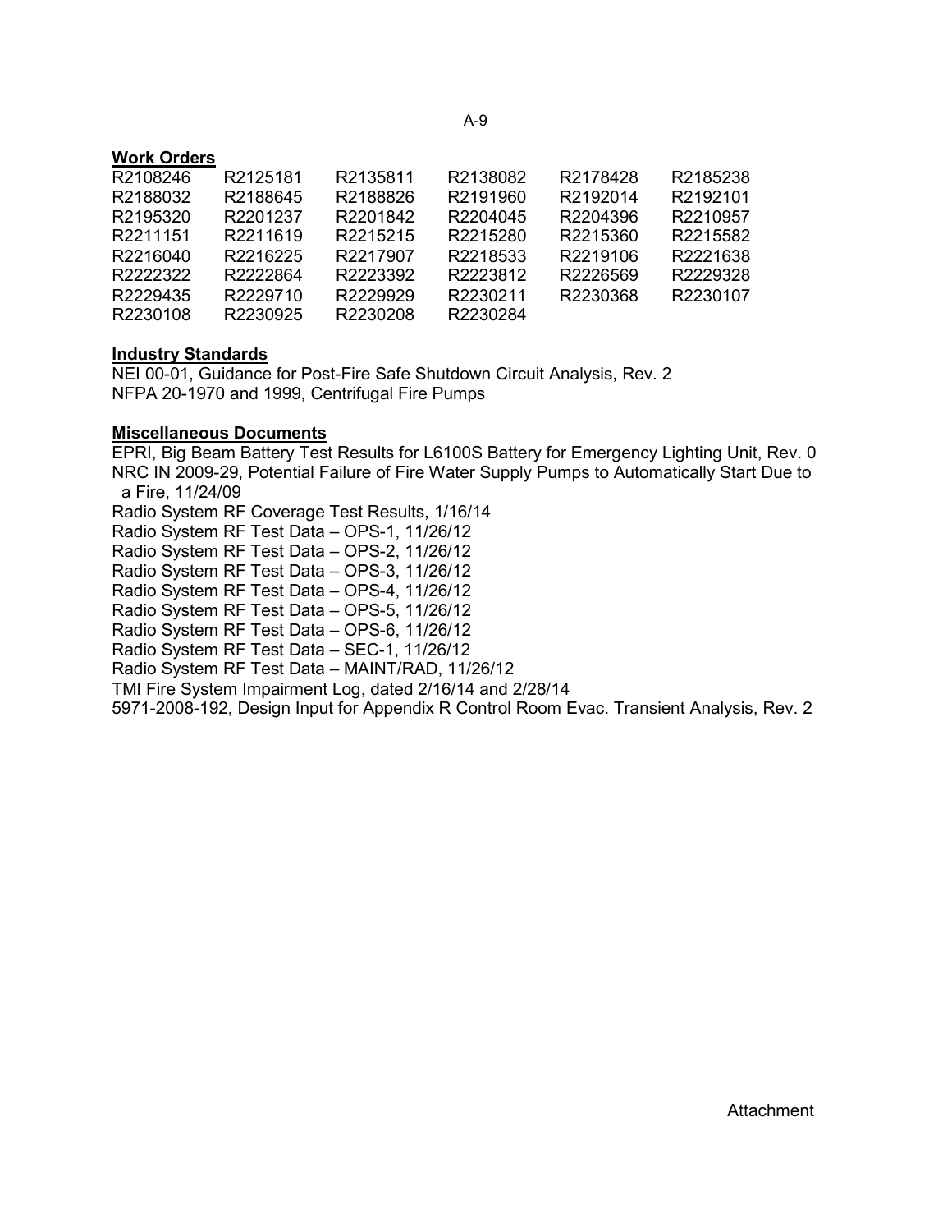**Work Orders**

| | | | | | |
|---|---|---|---|---|---|
| R2108246 | R2125181 | R2135811 | R2138082 | R2178428 | R2185238 |
| R2188032 | R2188645 | R2188826 | R2191960 | R2192014 | R2192101 |
| R2195320 | R2201237 | R2201842 | R2204045 | R2204396 | R2210957 |
| R2211151 | R2211619 | R2215215 | R2215280 | R2215360 | R2215582 |
| R2216040 | R2216225 | R2217907 | R2218533 | R2219106 | R2221638 |
| R2222322 | R2222864 | R2223392 | R2223812 | R2226569 | R2229328 |
| R2229435 | R2229710 | R2229929 | R2230211 | R2230368 | R2230107 |
| R2230108 | R2230925 | R2230208 | R2230284 | | |

**Industry Standards**

NEI 00-01, Guidance for Post-Fire Safe Shutdown Circuit Analysis, Rev. 2
NFPA 20-1970 and 1999, Centrifugal Fire Pumps

**Miscellaneous Documents**

EPRI, Big Beam Battery Test Results for L6100S Battery for Emergency Lighting Unit, Rev. 0
NRC IN 2009-29, Potential Failure of Fire Water Supply Pumps to Automatically Start Due to a Fire, 11/24/09
Radio System RF Coverage Test Results, 1/16/14
Radio System RF Test Data – OPS-1, 11/26/12
Radio System RF Test Data – OPS-2, 11/26/12
Radio System RF Test Data – OPS-3, 11/26/12
Radio System RF Test Data – OPS-4, 11/26/12
Radio System RF Test Data – OPS-5, 11/26/12
Radio System RF Test Data – OPS-6, 11/26/12
Radio System RF Test Data – SEC-1, 11/26/12
Radio System RF Test Data – MAINT/RAD, 11/26/12
TMI Fire System Impairment Log, dated 2/16/14 and 2/28/14
5971-2008-192, Design Input for Appendix R Control Room Evac. Transient Analysis, Rev. 2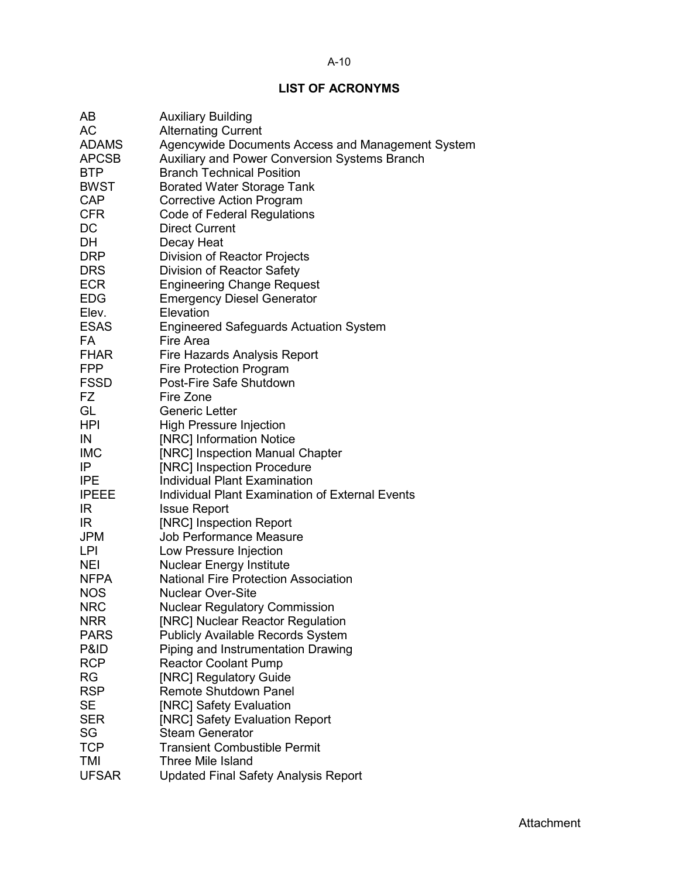## LIST OF ACRONYMS

| | |
|---|---|
| AB | Auxiliary Building |
| AC | Alternating Current |
| ADAMS | Agencywide Documents Access and Management System |
| APCSB | Auxiliary and Power Conversion Systems Branch |
| BTP | Branch Technical Position |
| BWST | Borated Water Storage Tank |
| CAP | Corrective Action Program |
| CFR | Code of Federal Regulations |
| DC | Direct Current |
| DH | Decay Heat |
| DRP | Division of Reactor Projects |
| DRS | Division of Reactor Safety |
| ECR | Engineering Change Request |
| EDG | Emergency Diesel Generator |
| Elev. | Elevation |
| ESAS | Engineered Safeguards Actuation System |
| FA | Fire Area |
| FHAR | Fire Hazards Analysis Report |
| FPP | Fire Protection Program |
| FSSD | Post-Fire Safe Shutdown |
| FZ | Fire Zone |
| GL | Generic Letter |
| HPI | High Pressure Injection |
| IN | [NRC] Information Notice |
| IMC | [NRC] Inspection Manual Chapter |
| IP | [NRC] Inspection Procedure |
| IPE | Individual Plant Examination |
| IPEEE | Individual Plant Examination of External Events |
| IR | Issue Report |
| IR | [NRC] Inspection Report |
| JPM | Job Performance Measure |
| LPI | Low Pressure Injection |
| NEI | Nuclear Energy Institute |
| NFPA | National Fire Protection Association |
| NOS | Nuclear Over-Site |
| NRC | Nuclear Regulatory Commission |
| NRR | [NRC] Nuclear Reactor Regulation |
| PARS | Publicly Available Records System |
| P&ID | Piping and Instrumentation Drawing |
| RCP | Reactor Coolant Pump |
| RG | [NRC] Regulatory Guide |
| RSP | Remote Shutdown Panel |
| SE | [NRC] Safety Evaluation |
| SER | [NRC] Safety Evaluation Report |
| SG | Steam Generator |
| TCP | Transient Combustible Permit |
| TMI | Three Mile Island |
| UFSAR | Updated Final Safety Analysis Report |